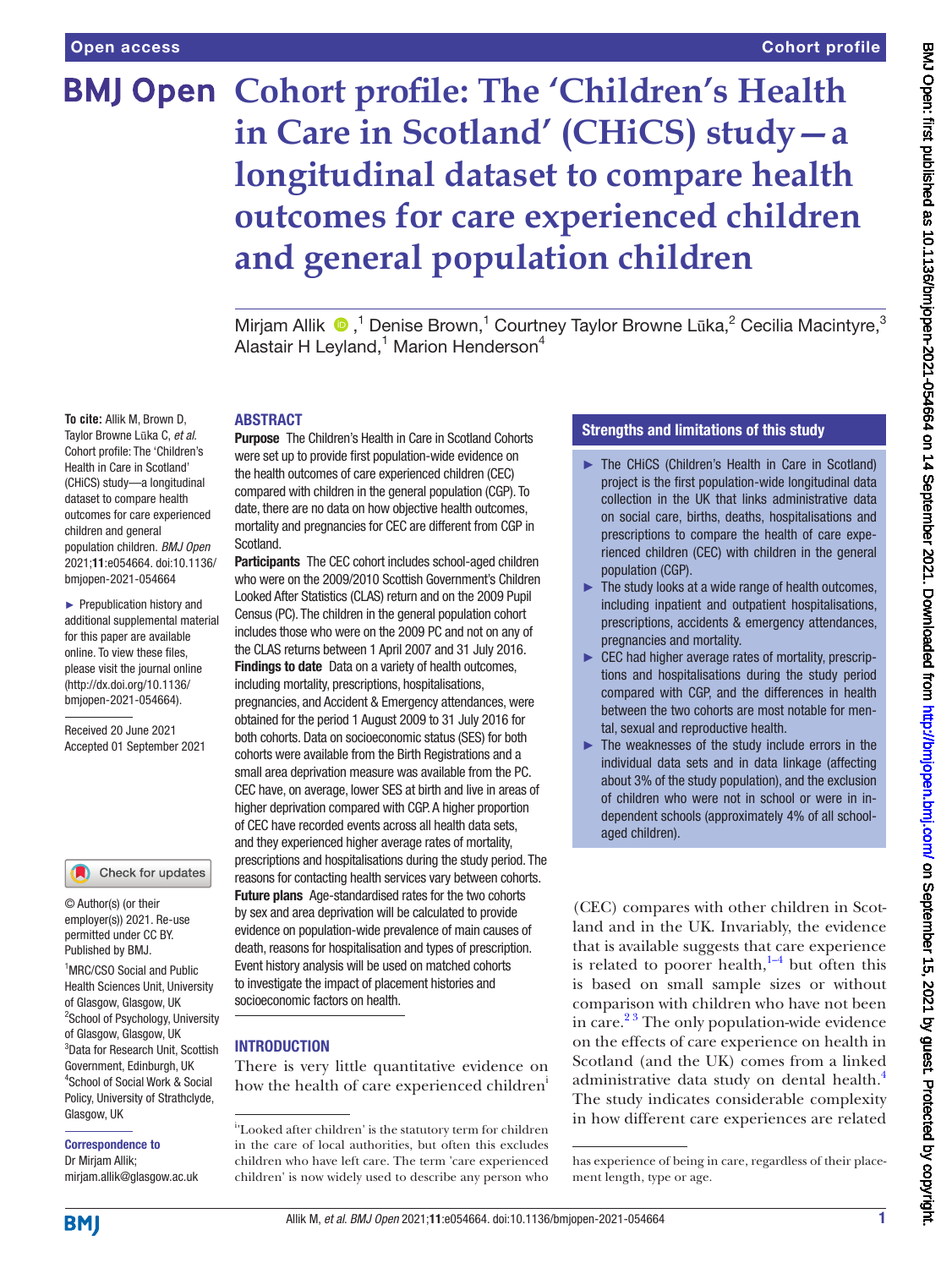# Cohort profile: The 'Children's Health in Care in Scotland' (CHiCS) study—a longitudinal dataset to compare health outcomes for care experienced children and general population children

Mirjam Allik,[1] Denise Brown,[1] Courtney Taylor Browne Lūka,[2] Cecilia Macintyre,[3] Alastair H Leyland,[1] Marion Henderson[4]

**To cite:** Allik M, Brown D, Taylor Browne Lūka C, *et al*. Cohort profile: The 'Children's Health in Care in Scotland' (CHiCS) study—a longitudinal dataset to compare health outcomes for care experienced children and general population children. *BMJ Open* 2021;**11**:e054664. doi:10.1136/bmjopen-2021-054664

► Prepublication history and additional supplemental material for this paper are available online. To view these files, please visit the journal online (http://dx.doi.org/10.1136/bmjopen-2021-054664).

Received 20 June 2021
Accepted 01 September 2021

© Author(s) (or their employer(s)) 2021. Re-use permitted under CC BY. Published by BMJ.

[1]MRC/CSO Social and Public Health Sciences Unit, University of Glasgow, Glasgow, UK
[2]School of Psychology, University of Glasgow, Glasgow, UK
[3]Data for Research Unit, Scottish Government, Edinburgh, UK
[4]School of Social Work & Social Policy, University of Strathclyde, Glasgow, UK

**Correspondence to**
Dr Mirjam Allik;
mirjam.allik@glasgow.ac.uk

## ABSTRACT

**Purpose** The Children's Health in Care in Scotland Cohorts were set up to provide first population-wide evidence on the health outcomes of care experienced children (CEC) compared with children in the general population (CGP). To date, there are no data on how objective health outcomes, mortality and pregnancies for CEC are different from CGP in Scotland.

**Participants** The CEC cohort includes school-aged children who were on the 2009/2010 Scottish Government's Children Looked After Statistics (CLAS) return and on the 2009 Pupil Census (PC). The children in the general population cohort includes those who were on the 2009 PC and not on any of the CLAS returns between 1 April 2007 and 31 July 2016.

**Findings to date** Data on a variety of health outcomes, including mortality, prescriptions, hospitalisations, pregnancies, and Accident & Emergency attendances, were obtained for the period 1 August 2009 to 31 July 2016 for both cohorts. Data on socioeconomic status (SES) for both cohorts were available from the Birth Registrations and a small area deprivation measure was available from the PC. CEC have, on average, lower SES at birth and live in areas of higher deprivation compared with CGP. A higher proportion of CEC have recorded events across all health data sets, and they experienced higher average rates of mortality, prescriptions and hospitalisations during the study period. The reasons for contacting health services vary between cohorts.

**Future plans** Age-standardised rates for the two cohorts by sex and area deprivation will be calculated to provide evidence on population-wide prevalence of main causes of death, reasons for hospitalisation and types of prescription. Event history analysis will be used on matched cohorts to investigate the impact of placement histories and socioeconomic factors on health.

## Strengths and limitations of this study

- ► The CHiCS (Children's Health in Care in Scotland) project is the first population-wide longitudinal data collection in the UK that links administrative data on social care, births, deaths, hospitalisations and prescriptions to compare the health of care experienced children (CEC) with children in the general population (CGP).
- ► The study looks at a wide range of health outcomes, including inpatient and outpatient hospitalisations, prescriptions, accidents & emergency attendances, pregnancies and mortality.
- ► CEC had higher average rates of mortality, prescriptions and hospitalisations during the study period compared with CGP, and the differences in health between the two cohorts are most notable for mental, sexual and reproductive health.
- ► The weaknesses of the study include errors in the individual data sets and in data linkage (affecting about 3% of the study population), and the exclusion of children who were not in school or were in independent schools (approximately 4% of all school-aged children).

## INTRODUCTION

There is very little quantitative evidence on how the health of care experienced children[i] (CEC) compares with other children in Scotland and in the UK. Invariably, the evidence that is available suggests that care experience is related to poorer health,[1–4] but often this is based on small sample sizes or without comparison with children who have not been in care.[2,3] The only population-wide evidence on the effects of care experience on health in Scotland (and the UK) comes from a linked administrative data study on dental health.[4] The study indicates considerable complexity in how different care experiences are related

[i]'Looked after children' is the statutory term for children in the care of local authorities, but often this excludes children who have left care. The term 'care experienced children' is now widely used to describe any person who has experience of being in care, regardless of their placement length, type or age.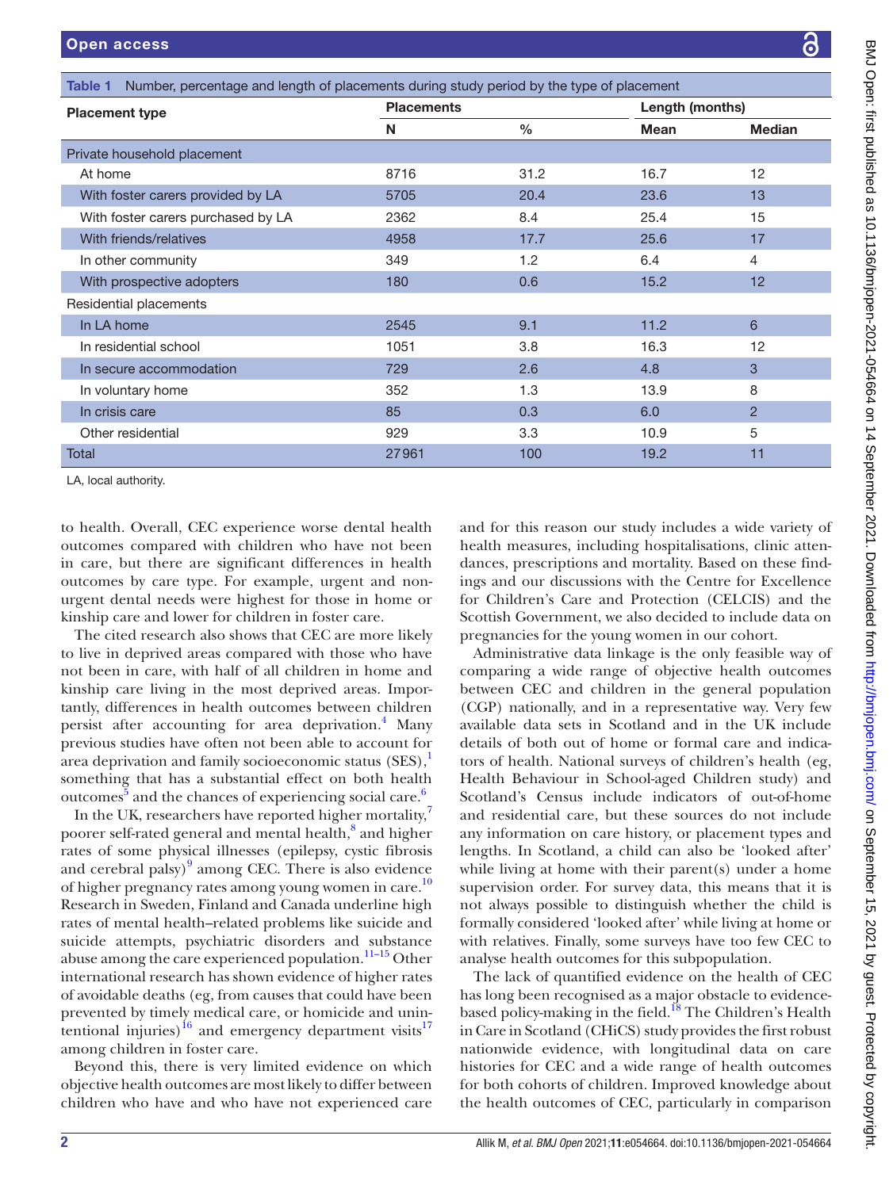Table 1 Number, percentage and length of placements during study period by the type of placement

| Placement type | Placements | | Length (months) | |
|---|---|---|---|---|
| | N | % | Mean | Median |
| Private household placement | | | | |
| At home | 8716 | 31.2 | 16.7 | 12 |
| With foster carers provided by LA | 5705 | 20.4 | 23.6 | 13 |
| With foster carers purchased by LA | 2362 | 8.4 | 25.4 | 15 |
| With friends/relatives | 4958 | 17.7 | 25.6 | 17 |
| In other community | 349 | 1.2 | 6.4 | 4 |
| With prospective adopters | 180 | 0.6 | 15.2 | 12 |
| Residential placements | | | | |
| In LA home | 2545 | 9.1 | 11.2 | 6 |
| In residential school | 1051 | 3.8 | 16.3 | 12 |
| In secure accommodation | 729 | 2.6 | 4.8 | 3 |
| In voluntary home | 352 | 1.3 | 13.9 | 8 |
| In crisis care | 85 | 0.3 | 6.0 | 2 |
| Other residential | 929 | 3.3 | 10.9 | 5 |
| Total | 27961 | 100 | 19.2 | 11 |

LA, local authority.

to health. Overall, CEC experience worse dental health outcomes compared with children who have not been in care, but there are significant differences in health outcomes by care type. For example, urgent and non-urgent dental needs were highest for those in home or kinship care and lower for children in foster care.

The cited research also shows that CEC are more likely to live in deprived areas compared with those who have not been in care, with half of all children in home and kinship care living in the most deprived areas. Importantly, differences in health outcomes between children persist after accounting for area deprivation.[4] Many previous studies have often not been able to account for area deprivation and family socioeconomic status (SES),[1] something that has a substantial effect on both health outcomes[5] and the chances of experiencing social care.[6]

In the UK, researchers have reported higher mortality,[7] poorer self-rated general and mental health,[8] and higher rates of some physical illnesses (epilepsy, cystic fibrosis and cerebral palsy)[9] among CEC. There is also evidence of higher pregnancy rates among young women in care.[10] Research in Sweden, Finland and Canada underline high rates of mental health–related problems like suicide and suicide attempts, psychiatric disorders and substance abuse among the care experienced population.[11–15] Other international research has shown evidence of higher rates of avoidable deaths (eg, from causes that could have been prevented by timely medical care, or homicide and unintentional injuries)[16] and emergency department visits[17] among children in foster care.

Beyond this, there is very limited evidence on which objective health outcomes are most likely to differ between children who have and who have not experienced care and for this reason our study includes a wide variety of health measures, including hospitalisations, clinic attendances, prescriptions and mortality. Based on these findings and our discussions with the Centre for Excellence for Children's Care and Protection (CELCIS) and the Scottish Government, we also decided to include data on pregnancies for the young women in our cohort.

Administrative data linkage is the only feasible way of comparing a wide range of objective health outcomes between CEC and children in the general population (CGP) nationally, and in a representative way. Very few available data sets in Scotland and in the UK include details of both out of home or formal care and indicators of health. National surveys of children's health (eg, Health Behaviour in School-aged Children study) and Scotland's Census include indicators of out-of-home and residential care, but these sources do not include any information on care history, or placement types and lengths. In Scotland, a child can also be 'looked after' while living at home with their parent(s) under a home supervision order. For survey data, this means that it is not always possible to distinguish whether the child is formally considered 'looked after' while living at home or with relatives. Finally, some surveys have too few CEC to analyse health outcomes for this subpopulation.

The lack of quantified evidence on the health of CEC has long been recognised as a major obstacle to evidence-based policy-making in the field.[18] The Children's Health in Care in Scotland (CHiCS) study provides the first robust nationwide evidence, with longitudinal data on care histories for CEC and a wide range of health outcomes for both cohorts of children. Improved knowledge about the health outcomes of CEC, particularly in comparison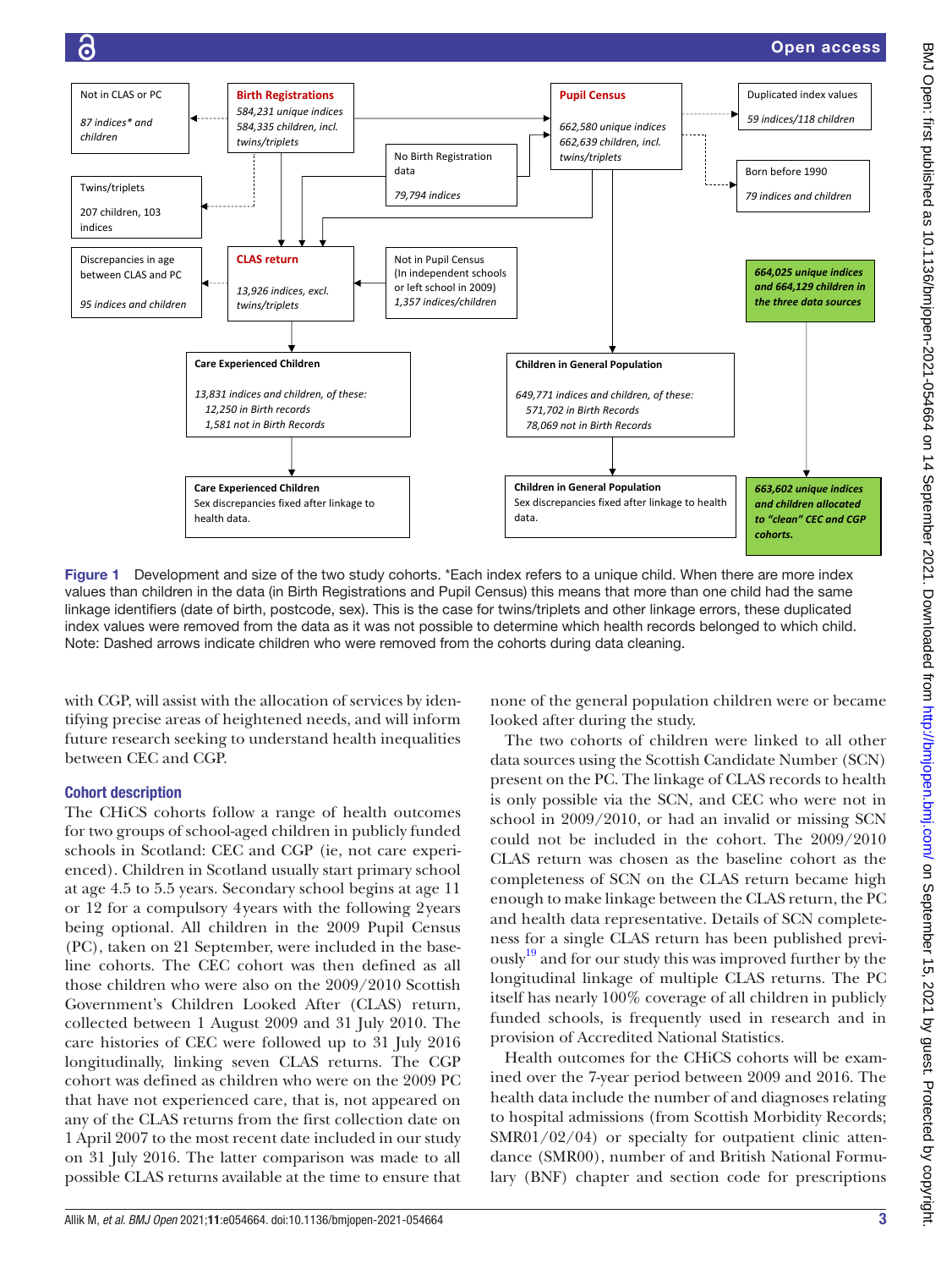Not in CLAS or PC

*87 indices\* and children*

**Birth Registrations**
*584,231 unique indices*
*584,335 children, incl. twins/triplets*

**Pupil Census**
*662,580 unique indices*
*662,639 children, incl. twins/triplets*

Duplicated index values
*59 indices/118 children*

No Birth Registration data
*79,794 indices*

Born before 1990
*79 indices and children*

Twins/triplets
207 children, 103 indices

Discrepancies in age between CLAS and PC
*95 indices and children*

**CLAS return**
*13,926 indices, excl. twins/triplets*

Not in Pupil Census (In independent schools or left school in 2009)
*1,357 indices/children*

***664,025 unique indices and 664,129 children in the three data sources***

**Care Experienced Children**
*13,831 indices and children, of these:*
*12,250 in Birth records*
*1,581 not in Birth Records*

**Children in General Population**
*649,771 indices and children, of these:*
*571,702 in Birth Records*
*78,069 not in Birth Records*

**Care Experienced Children**
Sex discrepancies fixed after linkage to health data.

**Children in General Population**
Sex discrepancies fixed after linkage to health data.

***663,602 unique indices and children allocated to "clean" CEC and CGP cohorts.***

**Figure 1** Development and size of the two study cohorts. \*Each index refers to a unique child. When there are more index values than children in the data (in Birth Registrations and Pupil Census) this means that more than one child had the same linkage identifiers (date of birth, postcode, sex). This is the case for twins/triplets and other linkage errors, these duplicated index values were removed from the data as it was not possible to determine which health records belonged to which child. Note: Dashed arrows indicate children who were removed from the cohorts during data cleaning.

with CGP, will assist with the allocation of services by identifying precise areas of heightened needs, and will inform future research seeking to understand health inequalities between CEC and CGP.

## Cohort description

The CHiCS cohorts follow a range of health outcomes for two groups of school-aged children in publicly funded schools in Scotland: CEC and CGP (ie, not care experienced). Children in Scotland usually start primary school at age 4.5 to 5.5 years. Secondary school begins at age 11 or 12 for a compulsory 4years with the following 2years being optional. All children in the 2009 Pupil Census (PC), taken on 21 September, were included in the baseline cohorts. The CEC cohort was then defined as all those children who were also on the 2009/2010 Scottish Government's Children Looked After (CLAS) return, collected between 1 August 2009 and 31 July 2010. The care histories of CEC were followed up to 31 July 2016 longitudinally, linking seven CLAS returns. The CGP cohort was defined as children who were on the 2009 PC that have not experienced care, that is, not appeared on any of the CLAS returns from the first collection date on 1 April 2007 to the most recent date included in our study on 31 July 2016. The latter comparison was made to all possible CLAS returns available at the time to ensure that none of the general population children were or became looked after during the study.

The two cohorts of children were linked to all other data sources using the Scottish Candidate Number (SCN) present on the PC. The linkage of CLAS records to health is only possible via the SCN, and CEC who were not in school in 2009/2010, or had an invalid or missing SCN could not be included in the cohort. The 2009/2010 CLAS return was chosen as the baseline cohort as the completeness of SCN on the CLAS return became high enough to make linkage between the CLAS return, the PC and health data representative. Details of SCN completeness for a single CLAS return has been published previously[19] and for our study this was improved further by the longitudinal linkage of multiple CLAS returns. The PC itself has nearly 100% coverage of all children in publicly funded schools, is frequently used in research and in provision of Accredited National Statistics.

Health outcomes for the CHiCS cohorts will be examined over the 7-year period between 2009 and 2016. The health data include the number of and diagnoses relating to hospital admissions (from Scottish Morbidity Records; SMR01/02/04) or specialty for outpatient clinic attendance (SMR00), number of and British National Formulary (BNF) chapter and section code for prescriptions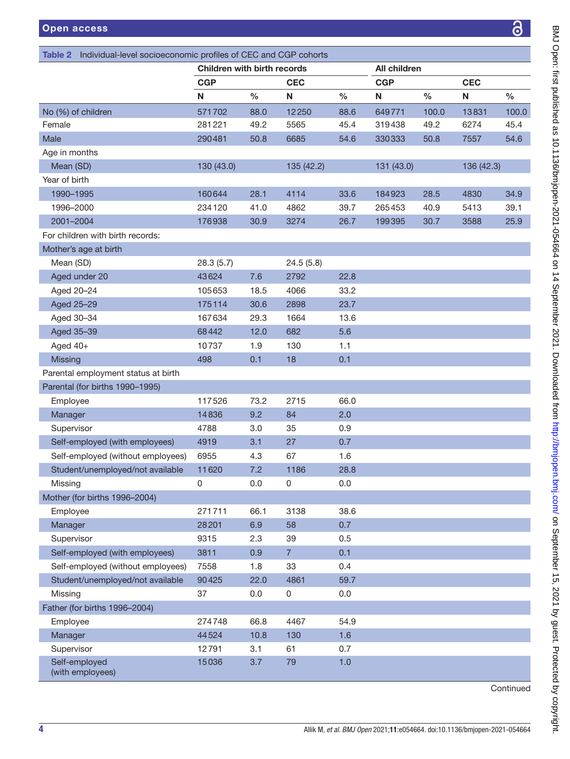**Table 2** Individual-level socioeconomic profiles of CEC and CGP cohorts

| | Children with birth records | | | | All children | | | |
|---|---|---|---|---|---|---|---|---|
| | CGP | | CEC | | CGP | | CEC | |
| | N | % | N | % | N | % | N | % |
| No (%) of children | 571 702 | 88.0 | 12 250 | 88.6 | 649 771 | 100.0 | 13 831 | 100.0 |
| Female | 281 221 | 49.2 | 5565 | 45.4 | 319 438 | 49.2 | 6274 | 45.4 |
| Male | 290 481 | 50.8 | 6685 | 54.6 | 330 333 | 50.8 | 7557 | 54.6 |
| Age in months | | | | | | | | |
| Mean (SD) | 130 (43.0) | | 135 (42.2) | | 131 (43.0) | | 136 (42.3) | |
| Year of birth | | | | | | | | |
| 1990–1995 | 160 644 | 28.1 | 4114 | 33.6 | 184 923 | 28.5 | 4830 | 34.9 |
| 1996–2000 | 234 120 | 41.0 | 4862 | 39.7 | 265 453 | 40.9 | 5413 | 39.1 |
| 2001–2004 | 176 938 | 30.9 | 3274 | 26.7 | 199 395 | 30.7 | 3588 | 25.9 |
| For children with birth records: | | | | | | | | |
| Mother's age at birth | | | | | | | | |
| Mean (SD) | 28.3 (5.7) | | 24.5 (5.8) | | | | | |
| Aged under 20 | 43 624 | 7.6 | 2792 | 22.8 | | | | |
| Aged 20–24 | 105 653 | 18.5 | 4066 | 33.2 | | | | |
| Aged 25–29 | 175 114 | 30.6 | 2898 | 23.7 | | | | |
| Aged 30–34 | 167 634 | 29.3 | 1664 | 13.6 | | | | |
| Aged 35–39 | 68 442 | 12.0 | 682 | 5.6 | | | | |
| Aged 40+ | 10 737 | 1.9 | 130 | 1.1 | | | | |
| Missing | 498 | 0.1 | 18 | 0.1 | | | | |
| Parental employment status at birth | | | | | | | | |
| Parental (for births 1990–1995) | | | | | | | | |
| Employee | 117 526 | 73.2 | 2715 | 66.0 | | | | |
| Manager | 14 836 | 9.2 | 84 | 2.0 | | | | |
| Supervisor | 4788 | 3.0 | 35 | 0.9 | | | | |
| Self-employed (with employees) | 4919 | 3.1 | 27 | 0.7 | | | | |
| Self-employed (without employees) | 6955 | 4.3 | 67 | 1.6 | | | | |
| Student/unemployed/not available | 11 620 | 7.2 | 1186 | 28.8 | | | | |
| Missing | 0 | 0.0 | 0 | 0.0 | | | | |
| Mother (for births 1996–2004) | | | | | | | | |
| Employee | 271 711 | 66.1 | 3138 | 38.6 | | | | |
| Manager | 28 201 | 6.9 | 58 | 0.7 | | | | |
| Supervisor | 9315 | 2.3 | 39 | 0.5 | | | | |
| Self-employed (with employees) | 3811 | 0.9 | 7 | 0.1 | | | | |
| Self-employed (without employees) | 7558 | 1.8 | 33 | 0.4 | | | | |
| Student/unemployed/not available | 90 425 | 22.0 | 4861 | 59.7 | | | | |
| Missing | 37 | 0.0 | 0 | 0.0 | | | | |
| Father (for births 1996–2004) | | | | | | | | |
| Employee | 274 748 | 66.8 | 4467 | 54.9 | | | | |
| Manager | 44 524 | 10.8 | 130 | 1.6 | | | | |
| Supervisor | 12 791 | 3.1 | 61 | 0.7 | | | | |
| Self-employed (with employees) | 15 036 | 3.7 | 79 | 1.0 | | | | |

Continued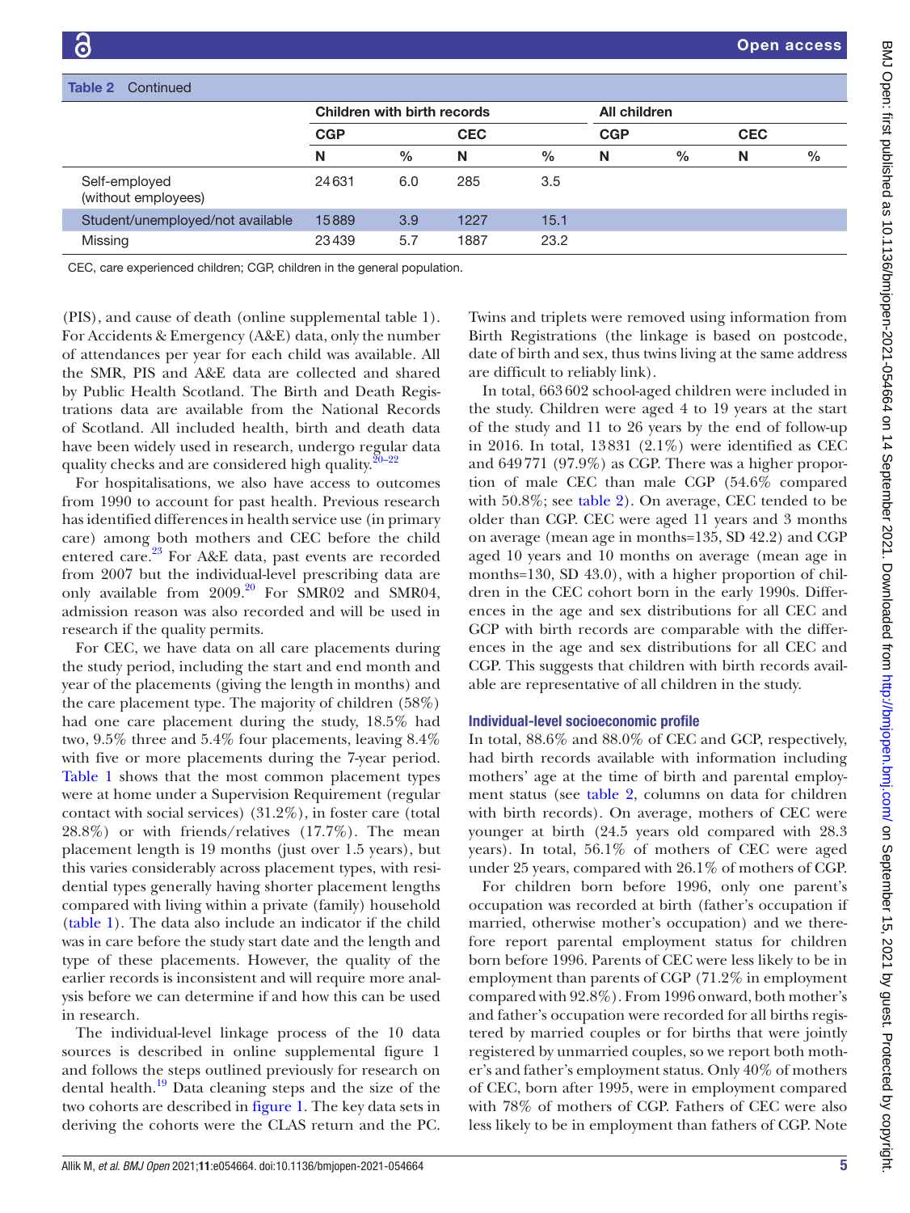Table 2 Continued

| | Children with birth records | | | | All children | | | |
|---|---|---|---|---|---|---|---|---|
| | CGP | | CEC | | CGP | | CEC | |
| | N | % | N | % | N | % | N | % |
| Self-employed (without employees) | 24 631 | 6.0 | 285 | 3.5 | | | | |
| Student/unemployed/not available | 15 889 | 3.9 | 1227 | 15.1 | | | | |
| Missing | 23 439 | 5.7 | 1887 | 23.2 | | | | |

CEC, care experienced children; CGP, children in the general population.

(PIS), and cause of death (online supplemental table 1). For Accidents & Emergency (A&E) data, only the number of attendances per year for each child was available. All the SMR, PIS and A&E data are collected and shared by Public Health Scotland. The Birth and Death Registrations data are available from the National Records of Scotland. All included health, birth and death data have been widely used in research, undergo regular data quality checks and are considered high quality.[20–22]

For hospitalisations, we also have access to outcomes from 1990 to account for past health. Previous research has identified differences in health service use (in primary care) among both mothers and CEC before the child entered care.[23] For A&E data, past events are recorded from 2007 but the individual-level prescribing data are only available from 2009.[20] For SMR02 and SMR04, admission reason was also recorded and will be used in research if the quality permits.

For CEC, we have data on all care placements during the study period, including the start and end month and year of the placements (giving the length in months) and the care placement type. The majority of children (58%) had one care placement during the study, 18.5% had two, 9.5% three and 5.4% four placements, leaving 8.4% with five or more placements during the 7-year period. Table 1 shows that the most common placement types were at home under a Supervision Requirement (regular contact with social services) (31.2%), in foster care (total 28.8%) or with friends/relatives (17.7%). The mean placement length is 19 months (just over 1.5 years), but this varies considerably across placement types, with residential types generally having shorter placement lengths compared with living within a private (family) household (table 1). The data also include an indicator if the child was in care before the study start date and the length and type of these placements. However, the quality of the earlier records is inconsistent and will require more analysis before we can determine if and how this can be used in research.

The individual-level linkage process of the 10 data sources is described in online supplemental figure 1 and follows the steps outlined previously for research on dental health.[19] Data cleaning steps and the size of the two cohorts are described in figure 1. The key data sets in deriving the cohorts were the CLAS return and the PC. Twins and triplets were removed using information from Birth Registrations (the linkage is based on postcode, date of birth and sex, thus twins living at the same address are difficult to reliably link).

In total, 663 602 school-aged children were included in the study. Children were aged 4 to 19 years at the start of the study and 11 to 26 years by the end of follow-up in 2016. In total, 13 831 (2.1%) were identified as CEC and 649 771 (97.9%) as CGP. There was a higher proportion of male CEC than male CGP (54.6% compared with 50.8%; see table 2). On average, CEC tended to be older than CGP. CEC were aged 11 years and 3 months on average (mean age in months=135, SD 42.2) and CGP aged 10 years and 10 months on average (mean age in months=130, SD 43.0), with a higher proportion of children in the CEC cohort born in the early 1990s. Differences in the age and sex distributions for all CEC and GCP with birth records are comparable with the differences in the age and sex distributions for all CEC and CGP. This suggests that children with birth records available are representative of all children in the study.

### Individual-level socioeconomic profile

In total, 88.6% and 88.0% of CEC and GCP, respectively, had birth records available with information including mothers' age at the time of birth and parental employment status (see table 2, columns on data for children with birth records). On average, mothers of CEC were younger at birth (24.5 years old compared with 28.3 years). In total, 56.1% of mothers of CEC were aged under 25 years, compared with 26.1% of mothers of CGP.

For children born before 1996, only one parent's occupation was recorded at birth (father's occupation if married, otherwise mother's occupation) and we therefore report parental employment status for children born before 1996. Parents of CEC were less likely to be in employment than parents of CGP (71.2% in employment compared with 92.8%). From 1996 onward, both mother's and father's occupation were recorded for all births registered by married couples or for births that were jointly registered by unmarried couples, so we report both mother's and father's employment status. Only 40% of mothers of CEC, born after 1995, were in employment compared with 78% of mothers of CGP. Fathers of CEC were also less likely to be in employment than fathers of CGP. Note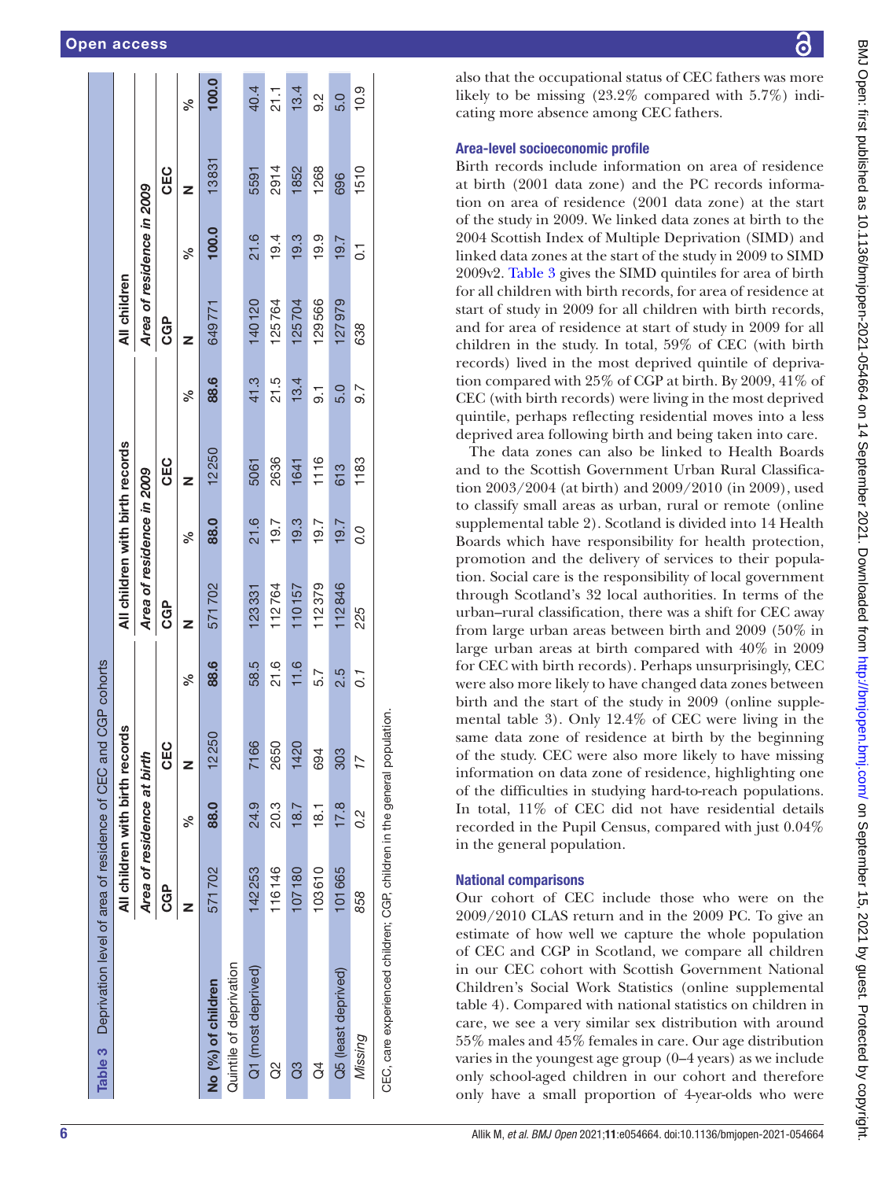**Table 3** Deprivation level of area of residence of CEC and CGP cohorts

| | All children with birth records | | | | All children with birth records | | | | All children | | | |
|---|---|---|---|---|---|---|---|---|---|---|---|---|
| | *Area of residence at birth* | | | | *Area of residence in 2009* | | | | *Area of residence in 2009* | | | |
| | CGP | | CEC | | CGP | | CEC | | CGP | | CEC | |
| | N | % | N | % | N | % | N | % | N | % | N | % |
| **No (%) of children** | **571 702** | **88.0** | **12 250** | **88.6** | **571 702** | **88.0** | **12 250** | **88.6** | **649 771** | **100.0** | **13 831** | **100.0** |
| Quintile of deprivation | | | | | | | | | | | | |
| Q1 (most deprived) | 142 253 | 24.9 | 7166 | 58.5 | 123 331 | 21.6 | 5061 | 41.3 | 140 120 | 21.6 | 5591 | 40.4 |
| Q2 | 116 146 | 20.3 | 2650 | 21.6 | 112 764 | 19.7 | 2636 | 21.5 | 125 764 | 19.4 | 2914 | 21.1 |
| Q3 | 107 180 | 18.7 | 1420 | 11.6 | 110 157 | 19.3 | 1641 | 13.4 | 125 704 | 19.3 | 1852 | 13.4 |
| Q4 | 103 610 | 18.1 | 694 | 5.7 | 112 379 | 19.7 | 1116 | 9.1 | 129 566 | 19.9 | 1268 | 9.2 |
| Q5 (least deprived) | 101 665 | 17.8 | 303 | 2.5 | 112 846 | 19.7 | 613 | 5.0 | 127 979 | 19.7 | 696 | 5.0 |
| *Missing* | *858* | *0.2* | *17* | *0.1* | *225* | *0.0* | *1183* | *9.7* | *638* | *0.1* | *1510* | *10.9* |

CEC, care experienced children; CGP, children in the general population.

also that the occupational status of CEC fathers was more likely to be missing (23.2% compared with 5.7%) indicating more absence among CEC fathers.

### Area-level socioeconomic profile

Birth records include information on area of residence at birth (2001 data zone) and the PC records information on area of residence (2001 data zone) at the start of the study in 2009. We linked data zones at birth to the 2004 Scottish Index of Multiple Deprivation (SIMD) and linked data zones at the start of the study in 2009 to SIMD 2009v2. Table 3 gives the SIMD quintiles for area of birth for all children with birth records, for area of residence at start of study in 2009 for all children with birth records, and for area of residence at start of study in 2009 for all children in the study. In total, 59% of CEC (with birth records) lived in the most deprived quintile of deprivation compared with 25% of CGP at birth. By 2009, 41% of CEC (with birth records) were living in the most deprived quintile, perhaps reflecting residential moves into a less deprived area following birth and being taken into care.

The data zones can also be linked to Health Boards and to the Scottish Government Urban Rural Classification 2003/2004 (at birth) and 2009/2010 (in 2009), used to classify small areas as urban, rural or remote (online supplemental table 2). Scotland is divided into 14 Health Boards which have responsibility for health protection, promotion and the delivery of services to their population. Social care is the responsibility of local government through Scotland's 32 local authorities. In terms of the urban–rural classification, there was a shift for CEC away from large urban areas between birth and 2009 (50% in large urban areas at birth compared with 40% in 2009 for CEC with birth records). Perhaps unsurprisingly, CEC were also more likely to have changed data zones between birth and the start of the study in 2009 (online supplemental table 3). Only 12.4% of CEC were living in the same data zone of residence at birth by the beginning of the study. CEC were also more likely to have missing information on data zone of residence, highlighting one of the difficulties in studying hard-to-reach populations. In total, 11% of CEC did not have residential details recorded in the Pupil Census, compared with just 0.04% in the general population.

### National comparisons

Our cohort of CEC include those who were on the 2009/2010 CLAS return and in the 2009 PC. To give an estimate of how well we capture the whole population of CEC and CGP in Scotland, we compare all children in our CEC cohort with Scottish Government National Children's Social Work Statistics (online supplemental table 4). Compared with national statistics on children in care, we see a very similar sex distribution with around 55% males and 45% females in care. Our age distribution varies in the youngest age group (0–4 years) as we include only school-aged children in our cohort and therefore only have a small proportion of 4-year-olds who were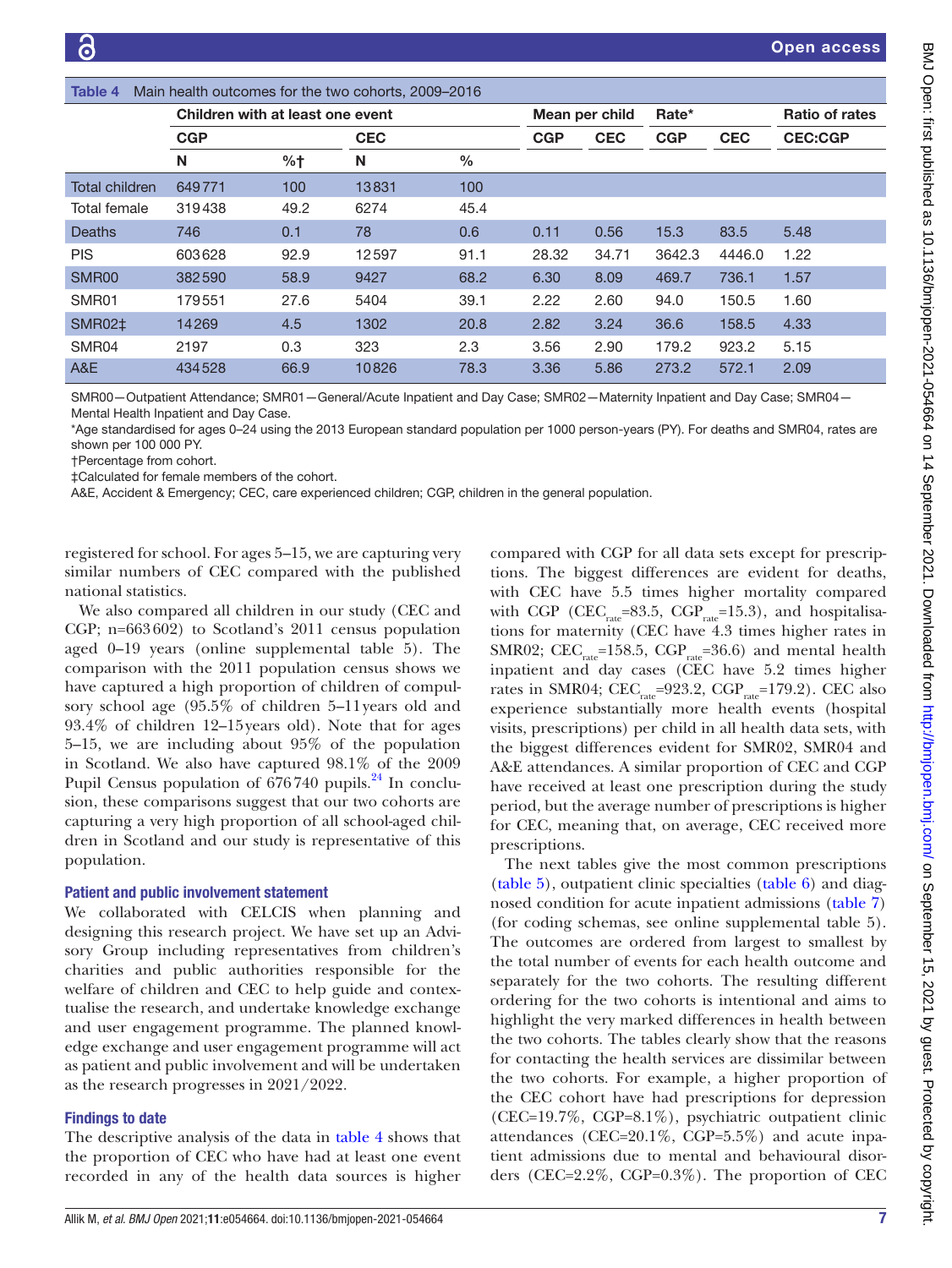**Table 4** Main health outcomes for the two cohorts, 2009–2016

| | Children with at least one event | | | | Mean per child | | Rate* | | Ratio of rates |
|---|---|---|---|---|---|---|---|---|---|
| | CGP | | CEC | | CGP | CEC | CGP | CEC | CEC:CGP |
| | N | %† | N | % | | | | | |
| Total children | 649771 | 100 | 13831 | 100 | | | | | |
| Total female | 319438 | 49.2 | 6274 | 45.4 | | | | | |
| Deaths | 746 | 0.1 | 78 | 0.6 | 0.11 | 0.56 | 15.3 | 83.5 | 5.48 |
| PIS | 603628 | 92.9 | 12597 | 91.1 | 28.32 | 34.71 | 3642.3 | 4446.0 | 1.22 |
| SMR00 | 382590 | 58.9 | 9427 | 68.2 | 6.30 | 8.09 | 469.7 | 736.1 | 1.57 |
| SMR01 | 179551 | 27.6 | 5404 | 39.1 | 2.22 | 2.60 | 94.0 | 150.5 | 1.60 |
| SMR02‡ | 14269 | 4.5 | 1302 | 20.8 | 2.82 | 3.24 | 36.6 | 158.5 | 4.33 |
| SMR04 | 2197 | 0.3 | 323 | 2.3 | 3.56 | 2.90 | 179.2 | 923.2 | 5.15 |
| A&E | 434528 | 66.9 | 10826 | 78.3 | 3.36 | 5.86 | 273.2 | 572.1 | 2.09 |

SMR00—Outpatient Attendance; SMR01—General/Acute Inpatient and Day Case; SMR02—Maternity Inpatient and Day Case; SMR04—Mental Health Inpatient and Day Case.
*Age standardised for ages 0–24 using the 2013 European standard population per 1000 person-years (PY). For deaths and SMR04, rates are shown per 100 000 PY.
†Percentage from cohort.
‡Calculated for female members of the cohort.
A&E, Accident & Emergency; CEC, care experienced children; CGP, children in the general population.

registered for school. For ages 5–15, we are capturing very similar numbers of CEC compared with the published national statistics.

We also compared all children in our study (CEC and CGP; n=663 602) to Scotland's 2011 census population aged 0–19 years (online supplemental table 5). The comparison with the 2011 population census shows we have captured a high proportion of children of compulsory school age (95.5% of children 5–11 years old and 93.4% of children 12–15 years old). Note that for ages 5–15, we are including about 95% of the population in Scotland. We also have captured 98.1% of the 2009 Pupil Census population of 676 740 pupils.[24] In conclusion, these comparisons suggest that our two cohorts are capturing a very high proportion of all school-aged children in Scotland and our study is representative of this population.

## Patient and public involvement statement

We collaborated with CELCIS when planning and designing this research project. We have set up an Advisory Group including representatives from children's charities and public authorities responsible for the welfare of children and CEC to help guide and contextualise the research, and undertake knowledge exchange and user engagement programme. The planned knowledge exchange and user engagement programme will act as patient and public involvement and will be undertaken as the research progresses in 2021/2022.

## Findings to date

The descriptive analysis of the data in table 4 shows that the proportion of CEC who have had at least one event recorded in any of the health data sources is higher compared with CGP for all data sets except for prescriptions. The biggest differences are evident for deaths, with CEC have 5.5 times higher mortality compared with CGP ($CEC_{rate}$=83.5, $CGP_{rate}$=15.3), and hospitalisations for maternity (CEC have 4.3 times higher rates in SMR02; $CEC_{rate}$=158.5, $CGP_{rate}$=36.6) and mental health inpatient and day cases (CEC have 5.2 times higher rates in SMR04; $CEC_{rate}$=923.2, $CGP_{rate}$=179.2). CEC also experience substantially more health events (hospital visits, prescriptions) per child in all health data sets, with the biggest differences evident for SMR02, SMR04 and A&E attendances. A similar proportion of CEC and CGP have received at least one prescription during the study period, but the average number of prescriptions is higher for CEC, meaning that, on average, CEC received more prescriptions.

The next tables give the most common prescriptions (table 5), outpatient clinic specialties (table 6) and diagnosed condition for acute inpatient admissions (table 7) (for coding schemas, see online supplemental table 5). The outcomes are ordered from largest to smallest by the total number of events for each health outcome and separately for the two cohorts. The resulting different ordering for the two cohorts is intentional and aims to highlight the very marked differences in health between the two cohorts. The tables clearly show that the reasons for contacting the health services are dissimilar between the two cohorts. For example, a higher proportion of the CEC cohort have had prescriptions for depression (CEC=19.7%, CGP=8.1%), psychiatric outpatient clinic attendances (CEC=20.1%, CGP=5.5%) and acute inpatient admissions due to mental and behavioural disorders (CEC=2.2%, CGP=0.3%). The proportion of CEC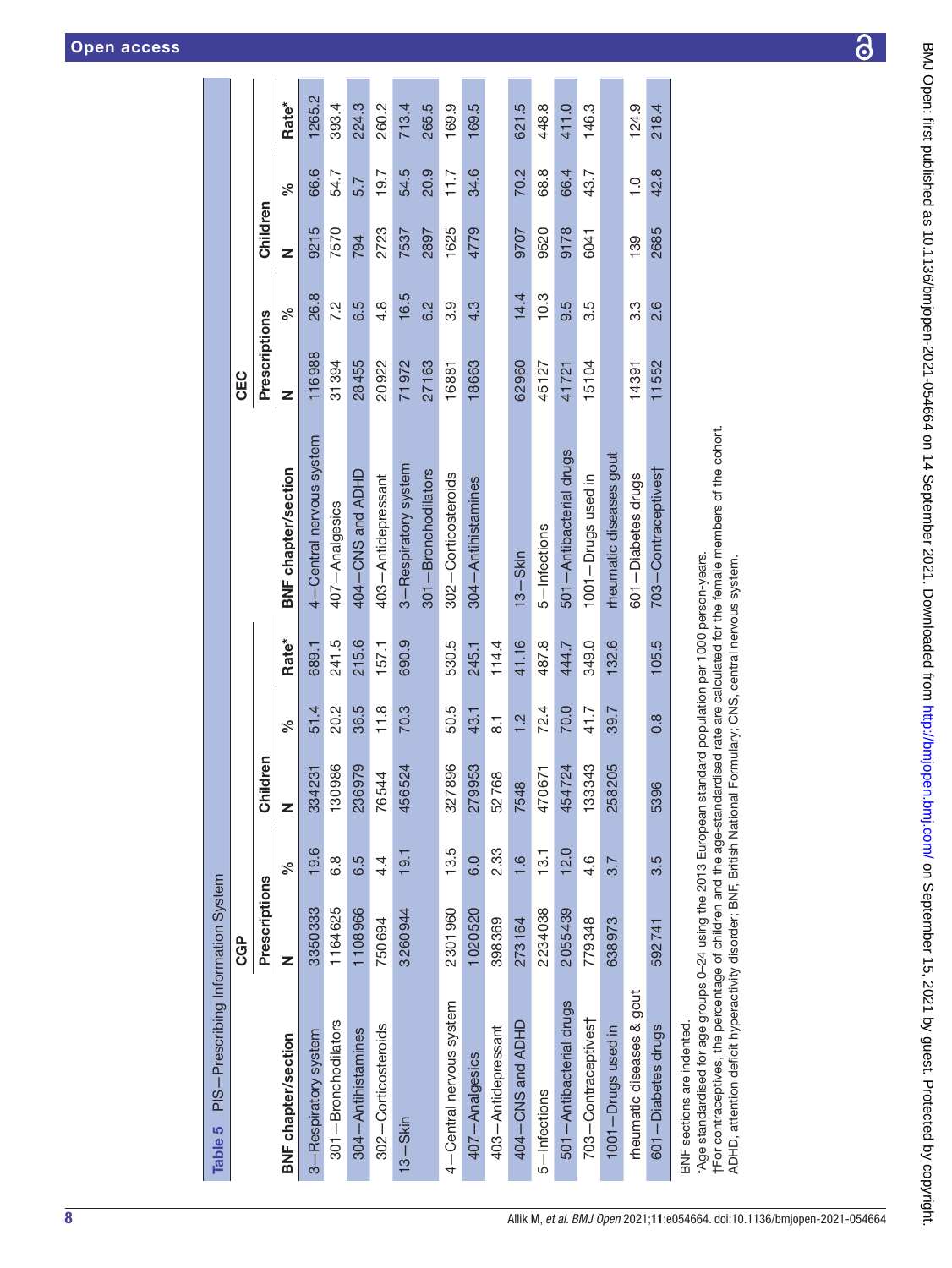**Table 5** PIS—Prescribing Information System

| | CGP | | | | | | CEC | | | | |
|---|---|---|---|---|---|---|---|---|---|---|---|
| | Prescriptions | | Children | | | | Prescriptions | | Children | | |
| BNF chapter/section | N | % | N | % | Rate* | BNF chapter/section | N | % | N | % | Rate* |
| 3—Respiratory system | 3350333 | 19.6 | 334231 | 51.4 | 689.1 | 4—Central nervous system | 116988 | 26.8 | 9215 | 66.6 | 1265.2 |
| 301—Bronchodilators | 1164625 | 6.8 | 130986 | 20.2 | 241.5 | 407—Analgesics | 31394 | 7.2 | 7570 | 54.7 | 393.4 |
| 304—Antihistamines | 1108966 | 6.5 | 236979 | 36.5 | 215.6 | 404—CNS and ADHD | 28455 | 6.5 | 794 | 5.7 | 224.3 |
| 302—Corticosteroids | 750694 | 4.4 | 76544 | 11.8 | 157.1 | 403—Antidepressant | 20922 | 4.8 | 2723 | 19.7 | 260.2 |
| 13—Skin | 3260944 | 19.1 | 456524 | 70.3 | 690.9 | 3—Respiratory system | 71972 | 16.5 | 7537 | 54.5 | 713.4 |
| | | | | | | 301—Bronchodilators | 27163 | 6.2 | 2897 | 20.9 | 265.5 |
| 4—Central nervous system | 2301960 | 13.5 | 327896 | 50.5 | 530.5 | 302—Corticosteroids | 16881 | 3.9 | 1625 | 11.7 | 169.9 |
| 407—Analgesics | 1020520 | 6.0 | 279953 | 43.1 | 245.1 | 304—Antihistamines | 18663 | 4.3 | 4779 | 34.6 | 169.5 |
| 403—Antidepressant | 398369 | 2.33 | 52768 | 8.1 | 114.4 | | | | | | |
| 404—CNS and ADHD | 273164 | 1.6 | 7548 | 1.2 | 41.16 | 13—Skin | 62960 | 14.4 | 9707 | 70.2 | 621.5 |
| 5—Infections | 2234038 | 13.1 | 470671 | 72.4 | 487.8 | 5—Infections | 45127 | 10.3 | 9520 | 68.8 | 448.8 |
| 501—Antibacterial drugs | 2055439 | 12.0 | 454724 | 70.0 | 444.7 | 501—Antibacterial drugs | 41721 | 9.5 | 9178 | 66.4 | 411.0 |
| 703—Contraceptives† | 779348 | 4.6 | 133343 | 41.7 | 349.0 | 1001—Drugs used in rheumatic diseases gout | 15104 | 3.5 | 6041 | 43.7 | 146.3 |
| 1001—Drugs used in rheumatic diseases & gout | 638973 | 3.7 | 258205 | 39.7 | 132.6 | 601—Diabetes drugs | 14391 | 3.3 | 139 | 1.0 | 124.9 |
| 601—Diabetes drugs | 592741 | 3.5 | 5396 | 0.8 | 105.5 | 703—Contraceptives† | 11552 | 2.6 | 2685 | 42.8 | 218.4 |

BNF sections are indented.
*Age standardised for age groups 0–24 using the 2013 European standard population per 1000 person-years.
†For contraceptives, the percentage of children and the age-standardised rate are calculated for the female members of the cohort.
ADHD, attention deficit hyperactivity disorder; BNF, British National Formulary; CNS, central nervous system.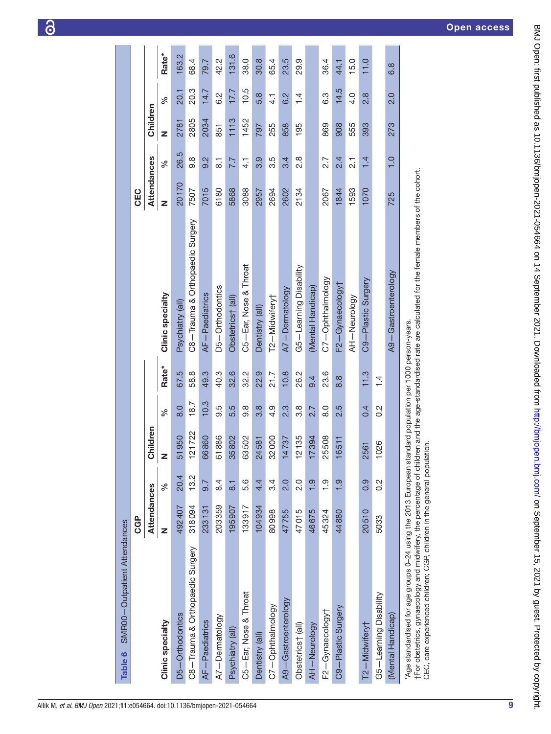**Table 6** SMR00—Outpatient Attendances

| CGP | | | | | | CEC | | | | | |
|---|---|---|---|---|---|---|---|---|---|---|---|
| | Attendances | | Children | | | | Attendances | | Children | | |
| Clinic specialty | N | % | N | % | Rate* | Clinic specialty | N | % | N | % | Rate* |
| D5—Orthodontics | 492 407 | 20.4 | 51 950 | 8.0 | 67.5 | Psychiatry (all) | 20 170 | 26.5 | 2781 | 20.1 | 163.2 |
| C8—Trauma & Orthopaedic Surgery | 318 094 | 13.2 | 121 722 | 18.7 | 58.8 | C8—Trauma & Orthopaedic Surgery | 7507 | 9.8 | 2805 | 20.3 | 68.4 |
| AF—Paediatrics | 233 131 | 9.7 | 66 860 | 10.3 | 49.3 | AF—Paediatrics | 7015 | 9.2 | 2034 | 14.7 | 79.7 |
| A7—Dermatology | 203 359 | 8.4 | 61 886 | 9.5 | 40.3 | D5—Orthodontics | 6180 | 8.1 | 851 | 6.2 | 42.2 |
| Psychiatry (all) | 195 907 | 8.1 | 35 802 | 5.5 | 32.6 | Obstetrics† (all) | 5868 | 7.7 | 1113 | 17.7 | 131.6 |
| C5—Ear, Nose & Throat | 133 917 | 5.6 | 63 502 | 9.8 | 32.2 | C5—Ear, Nose & Throat | 3088 | 4.1 | 1452 | 10.5 | 38.0 |
| Dentistry (all) | 104 934 | 4.4 | 24 581 | 3.8 | 22.9 | Dentistry (all) | 2957 | 3.9 | 797 | 5.8 | 30.8 |
| C7—Ophthalmology | 80 998 | 3.4 | 32 000 | 4.9 | 21.7 | T2—Midwifery† | 2694 | 3.5 | 255 | 4.1 | 65.4 |
| A9—Gastroenterology | 47 755 | 2.0 | 14 737 | 2.3 | 10.8 | A7—Dermatology | 2602 | 3.4 | 858 | 6.2 | 23.5 |
| Obstetrics† (all) | 47 015 | 2.0 | 12 135 | 3.8 | 26.2 | G5—Learning Disability | 2134 | 2.8 | 195 | 1.4 | 29.9 |
| AH—Neurology | 46 675 | 1.9 | 17 394 | 2.7 | 9.4 | (Mental Handicap) | | | | | |
| F2—Gynaecology† | 45 324 | 1.9 | 25 508 | 8.0 | 23.6 | C7—Ophthalmology | 2067 | 2.7 | 869 | 6.3 | 36.4 |
| C9—Plastic Surgery | 44 880 | 1.9 | 16 511 | 2.5 | 8.8 | F2—Gynaecology† | 1844 | 2.4 | 908 | 14.5 | 44.1 |
| | | | | | | AH—Neurology | 1593 | 2.1 | 555 | 4.0 | 15.0 |
| T2—Midwifery† | 20 510 | 0.9 | 2561 | 0.4 | 11.3 | C9—Plastic Surgery | 1070 | 1.4 | 393 | 2.8 | 11.0 |
| G5—Learning Disability | 5033 | 0.2 | 1026 | 0.2 | 1.4 | | | | | | |
| (Mental Handicap) | | | | | | A9—Gastroenterology | 725 | 1.0 | 273 | 2.0 | 6.8 |

*Age standardised for age groups 0–24 using the 2013 European standard population per 1000 person-years.
†For obstetrics, gynaecology and midwifery, the percentage of children and the age-standardised rate are calculated for the female members of the cohort.
CEC, care experienced children; CGP, children in the general population.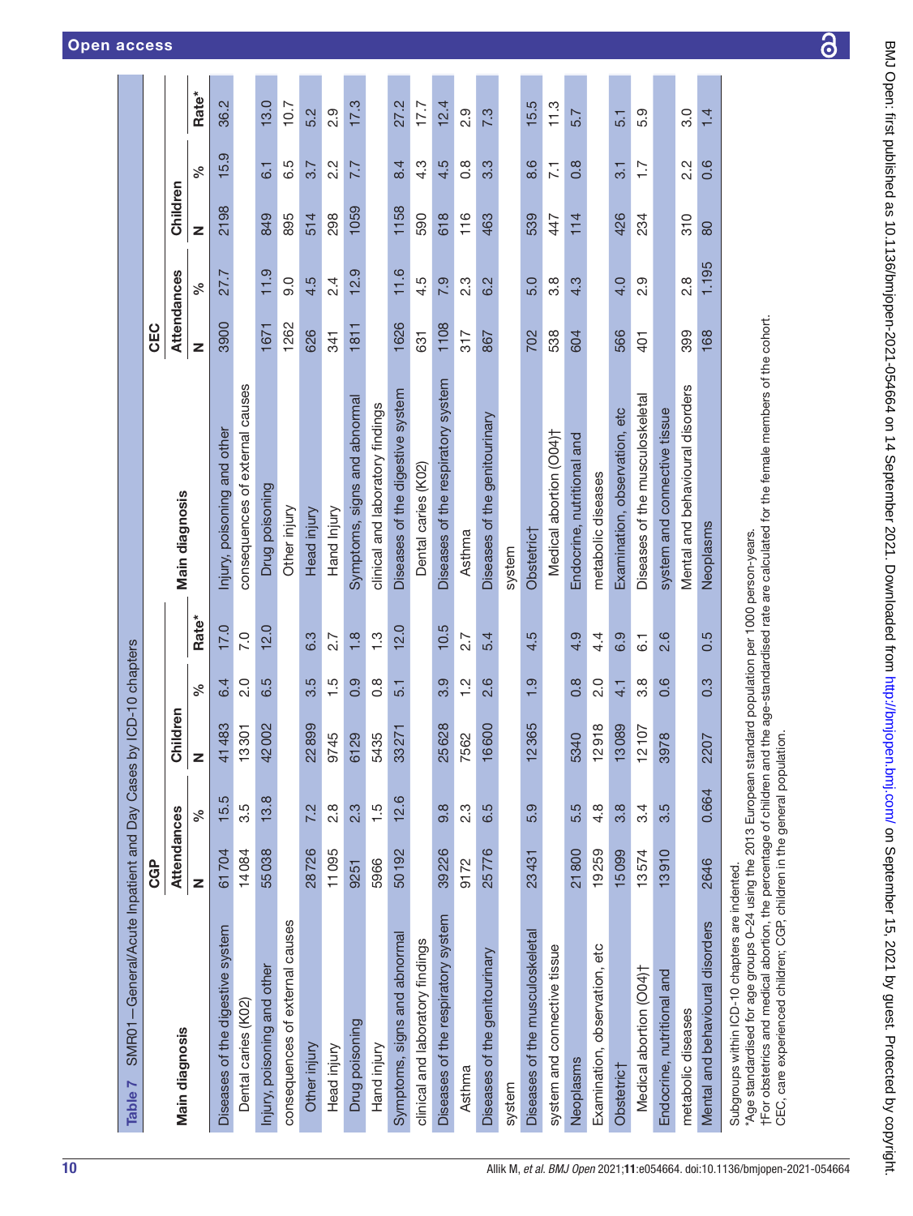**Table 7** SMR01—General/Acute Inpatient and Day Cases by ICD-10 chapters

| Main diagnosis | CGP | | | | | Main diagnosis | CEC | | | | |
|---|---|---|---|---|---|---|---|---|---|---|---|
| | Attendances | | Children | | | | Attendances | | Children | | |
| | N | % | N | % | Rate* | | N | % | N | % | Rate* |
| Diseases of the digestive system | 61 704 | 15.5 | 41 483 | 6.4 | 17.0 | Injury, poisoning and other consequences of external causes | 3900 | 27.7 | 2198 | 15.9 | 36.2 |
| Dental caries (K02) | 14 084 | 3.5 | 13 301 | 2.0 | 7.0 | Drug poisoning | 1671 | 11.9 | 849 | 6.1 | 13.0 |
| Injury, poisoning and other consequences of external causes | 55 038 | 13.8 | 42 002 | 6.5 | 12.0 | Other injury | 1262 | 9.0 | 895 | 6.5 | 10.7 |
| Other injury | 28 726 | 7.2 | 22 899 | 3.5 | 6.3 | Head injury | 626 | 4.5 | 514 | 3.7 | 5.2 |
| Head injury | 11 095 | 2.8 | 9745 | 1.5 | 2.7 | Hand Injury | 341 | 2.4 | 298 | 2.2 | 2.9 |
| Drug poisoning | 9251 | 2.3 | 6129 | 0.9 | 1.8 | Symptoms, signs and abnormal clinical and laboratory findings | 1811 | 12.9 | 1059 | 7.7 | 17.3 |
| Hand injury | 5966 | 1.5 | 5435 | 0.8 | 1.3 | Diseases of the digestive system | 1626 | 11.6 | 1158 | 8.4 | 27.2 |
| Symptoms, signs and abnormal clinical and laboratory findings | 50 192 | 12.6 | 33 271 | 5.1 | 12.0 | Dental caries (K02) | 631 | 4.5 | 590 | 4.3 | 17.7 |
| Diseases of the respiratory system | 39 226 | 9.8 | 25 628 | 3.9 | 10.5 | Diseases of the respiratory system | 1108 | 7.9 | 618 | 4.5 | 12.4 |
| Asthma | 9172 | 2.3 | 7562 | 1.2 | 2.7 | Asthma | 317 | 2.3 | 116 | 0.8 | 2.9 |
| Diseases of the genitourinary system | 25 776 | 6.5 | 16 600 | 2.6 | 5.4 | Diseases of the genitourinary system | 867 | 6.2 | 463 | 3.3 | 7.3 |
| Diseases of the musculoskeletal system and connective tissue | 23 431 | 5.9 | 12 365 | 1.9 | 4.5 | Obstetric† | 702 | 5.0 | 539 | 8.6 | 15.5 |
| Neoplasms | 21 800 | 5.5 | 5340 | 0.8 | 4.9 | Medical abortion (O04)† | 538 | 3.8 | 447 | 7.1 | 11.3 |
| Examination, observation, etc | 19 259 | 4.8 | 12 918 | 2.0 | 4.4 | Endocrine, nutritional and metabolic diseases | 604 | 4.3 | 114 | 0.8 | 5.7 |
| Obstetric† | 15 099 | 3.8 | 13 089 | 4.1 | 6.9 | Examination, observation, etc | 566 | 4.0 | 426 | 3.1 | 5.1 |
| Medical abortion (O04)† | 13 574 | 3.4 | 12 107 | 3.8 | 6.1 | Diseases of the musculoskeletal system and connective tissue | 401 | 2.9 | 234 | 1.7 | 5.9 |
| Endocrine, nutritional and metabolic diseases | 13 910 | 3.5 | 3978 | 0.6 | 2.6 | Mental and behavioural disorders | 399 | 2.8 | 310 | 2.2 | 3.0 |
| Mental and behavioural disorders | 2646 | 0.664 | 2207 | 0.3 | 0.5 | Neoplasms | 168 | 1.195 | 80 | 0.6 | 1.4 |

Subgroups within ICD-10 chapters are indented.
*Age standardised for age groups 0–24 using the 2013 European standard population per 1000 person-years.
†For obstetrics and medical abortion, the percentage of children and the age-standardised rate are calculated for the female members of the cohort.
CEC, care experienced children; CGP, children in the general population.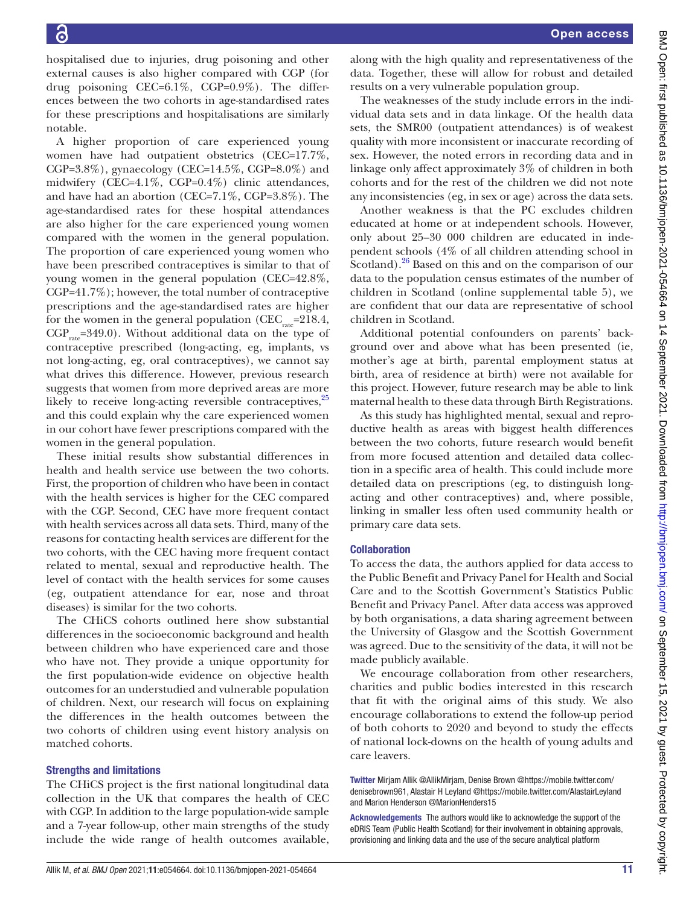hospitalised due to injuries, drug poisoning and other external causes is also higher compared with CGP (for drug poisoning CEC=6.1%, CGP=0.9%). The differences between the two cohorts in age-standardised rates for these prescriptions and hospitalisations are similarly notable.

A higher proportion of care experienced young women have had outpatient obstetrics (CEC=17.7%, CGP=3.8%), gynaecology (CEC=14.5%, CGP=8.0%) and midwifery (CEC=4.1%, CGP=0.4%) clinic attendances, and have had an abortion (CEC=7.1%, CGP=3.8%). The age-standardised rates for these hospital attendances are also higher for the care experienced young women compared with the women in the general population. The proportion of care experienced young women who have been prescribed contraceptives is similar to that of young women in the general population (CEC=42.8%, CGP=41.7%); however, the total number of contraceptive prescriptions and the age-standardised rates are higher for the women in the general population ($CEC_{rate}$=218.4, $CGP_{rate}$=349.0). Without additional data on the type of contraceptive prescribed (long-acting, eg, implants, vs not long-acting, eg, oral contraceptives), we cannot say what drives this difference. However, previous research suggests that women from more deprived areas are more likely to receive long-acting reversible contraceptives,[25] and this could explain why the care experienced women in our cohort have fewer prescriptions compared with the women in the general population.

These initial results show substantial differences in health and health service use between the two cohorts. First, the proportion of children who have been in contact with the health services is higher for the CEC compared with the CGP. Second, CEC have more frequent contact with health services across all data sets. Third, many of the reasons for contacting health services are different for the two cohorts, with the CEC having more frequent contact related to mental, sexual and reproductive health. The level of contact with the health services for some causes (eg, outpatient attendance for ear, nose and throat diseases) is similar for the two cohorts.

The CHiCS cohorts outlined here show substantial differences in the socioeconomic background and health between children who have experienced care and those who have not. They provide a unique opportunity for the first population-wide evidence on objective health outcomes for an understudied and vulnerable population of children. Next, our research will focus on explaining the differences in the health outcomes between the two cohorts of children using event history analysis on matched cohorts.

## Strengths and limitations

The CHiCS project is the first national longitudinal data collection in the UK that compares the health of CEC with CGP. In addition to the large population-wide sample and a 7-year follow-up, other main strengths of the study include the wide range of health outcomes available, along with the high quality and representativeness of the data. Together, these will allow for robust and detailed results on a very vulnerable population group.

The weaknesses of the study include errors in the individual data sets and in data linkage. Of the health data sets, the SMR00 (outpatient attendances) is of weakest quality with more inconsistent or inaccurate recording of sex. However, the noted errors in recording data and in linkage only affect approximately 3% of children in both cohorts and for the rest of the children we did not note any inconsistencies (eg, in sex or age) across the data sets.

Another weakness is that the PC excludes children educated at home or at independent schools. However, only about 25–30 000 children are educated in independent schools (4% of all children attending school in Scotland).[26] Based on this and on the comparison of our data to the population census estimates of the number of children in Scotland (online supplemental table 5), we are confident that our data are representative of school children in Scotland.

Additional potential confounders on parents' background over and above what has been presented (ie, mother's age at birth, parental employment status at birth, area of residence at birth) were not available for this project. However, future research may be able to link maternal health to these data through Birth Registrations.

As this study has highlighted mental, sexual and reproductive health as areas with biggest health differences between the two cohorts, future research would benefit from more focused attention and detailed data collection in a specific area of health. This could include more detailed data on prescriptions (eg, to distinguish long-acting and other contraceptives) and, where possible, linking in smaller less often used community health or primary care data sets.

## Collaboration

To access the data, the authors applied for data access to the Public Benefit and Privacy Panel for Health and Social Care and to the Scottish Government's Statistics Public Benefit and Privacy Panel. After data access was approved by both organisations, a data sharing agreement between the University of Glasgow and the Scottish Government was agreed. Due to the sensitivity of the data, it will not be made publicly available.

We encourage collaboration from other researchers, charities and public bodies interested in this research that fit with the original aims of this study. We also encourage collaborations to extend the follow-up period of both cohorts to 2020 and beyond to study the effects of national lock-downs on the health of young adults and care leavers.

**Twitter** Mirjam Allik @AllikMirjam, Denise Brown @https://mobile.twitter.com/denisebrown961, Alastair H Leyland @https://mobile.twitter.com/AlastairLeyland and Marion Henderson @MarionHenders15

**Acknowledgements** The authors would like to acknowledge the support of the eDRIS Team (Public Health Scotland) for their involvement in obtaining approvals, provisioning and linking data and the use of the secure analytical platform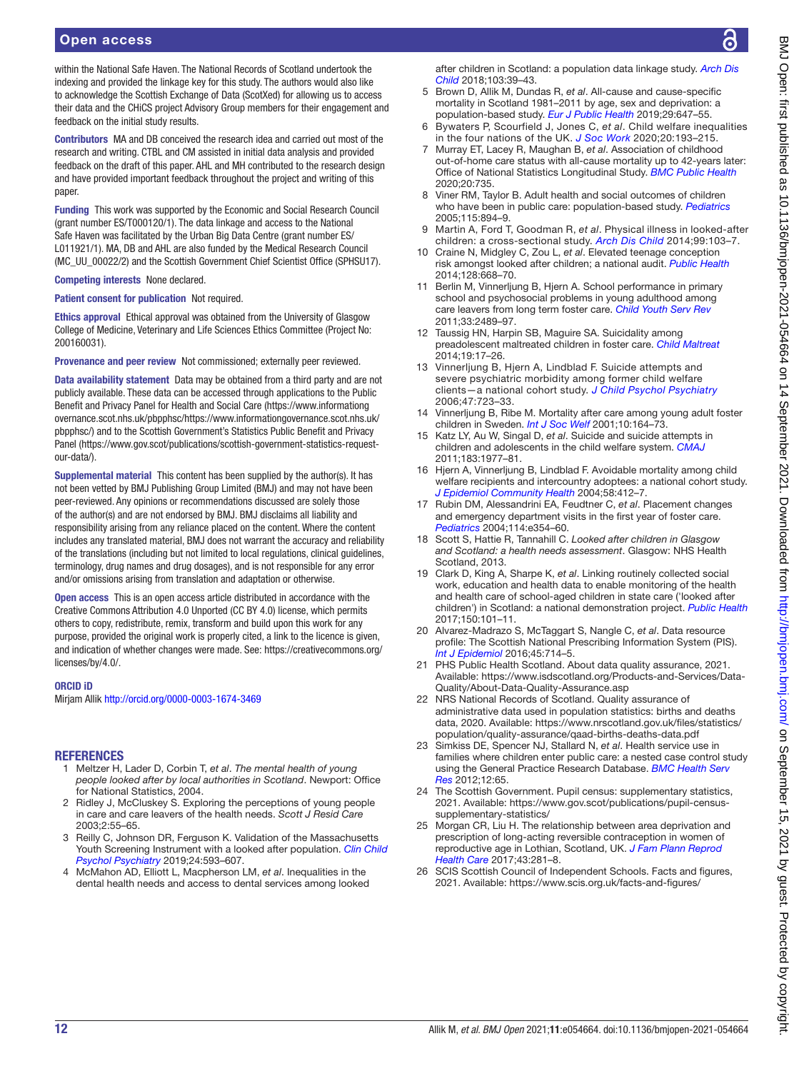within the National Safe Haven. The National Records of Scotland undertook the indexing and provided the linkage key for this study. The authors would also like to acknowledge the Scottish Exchange of Data (ScotXed) for allowing us to access their data and the CHiCS project Advisory Group members for their engagement and feedback on the initial study results.

**Contributors** MA and DB conceived the research idea and carried out most of the research and writing. CTBL and CM assisted in initial data analysis and provided feedback on the draft of this paper. AHL and MH contributed to the research design and have provided important feedback throughout the project and writing of this paper.

**Funding** This work was supported by the Economic and Social Research Council (grant number ES/T000120/1). The data linkage and access to the National Safe Haven was facilitated by the Urban Big Data Centre (grant number ES/L011921/1). MA, DB and AHL are also funded by the Medical Research Council (MC_UU_00022/2) and the Scottish Government Chief Scientist Office (SPHSU17).

**Competing interests** None declared.

**Patient consent for publication** Not required.

**Ethics approval** Ethical approval was obtained from the University of Glasgow College of Medicine, Veterinary and Life Sciences Ethics Committee (Project No: 200160031).

**Provenance and peer review** Not commissioned; externally peer reviewed.

**Data availability statement** Data may be obtained from a third party and are not publicly available. These data can be accessed through applications to the Public Benefit and Privacy Panel for Health and Social Care (https://www.informationgovernance.scot.nhs.uk/pbpphsc/https://www.informationgovernance.scot.nhs.uk/pbpphsc/) and to the Scottish Government's Statistics Public Benefit and Privacy Panel (https://www.gov.scot/publications/scottish-government-statistics-request-our-data/).

**Supplemental material** This content has been supplied by the author(s). It has not been vetted by BMJ Publishing Group Limited (BMJ) and may not have been peer-reviewed. Any opinions or recommendations discussed are solely those of the author(s) and are not endorsed by BMJ. BMJ disclaims all liability and responsibility arising from any reliance placed on the content. Where the content includes any translated material, BMJ does not warrant the accuracy and reliability of the translations (including but not limited to local regulations, clinical guidelines, terminology, drug names and drug dosages), and is not responsible for any error and/or omissions arising from translation and adaptation or otherwise.

**Open access** This is an open access article distributed in accordance with the Creative Commons Attribution 4.0 Unported (CC BY 4.0) license, which permits others to copy, redistribute, remix, transform and build upon this work for any purpose, provided the original work is properly cited, a link to the licence is given, and indication of whether changes were made. See: https://creativecommons.org/licenses/by/4.0/.

**ORCID iD**

Mirjam Allik http://orcid.org/0000-0003-1674-3469

## REFERENCES

1. Meltzer H, Lader D, Corbin T, *et al*. *The mental health of young people looked after by local authorities in Scotland*. Newport: Office for National Statistics, 2004.
2. Ridley J, McCluskey S. Exploring the perceptions of young people in care and care leavers of the health needs. *Scott J Resid Care* 2003;2:55–65.
3. Reilly C, Johnson DR, Ferguson K. Validation of the Massachusetts Youth Screening Instrument with a looked after population. *Clin Child Psychol Psychiatry* 2019;24:593–607.
4. McMahon AD, Elliott L, Macpherson LM, *et al*. Inequalities in the dental health needs and access to dental services among looked after children in Scotland: a population data linkage study. *Arch Dis Child* 2018;103:39–43.
5. Brown D, Allik M, Dundas R, *et al*. All-cause and cause-specific mortality in Scotland 1981–2011 by age, sex and deprivation: a population-based study. *Eur J Public Health* 2019;29:647–55.
6. Bywaters P, Scourfield J, Jones C, *et al*. Child welfare inequalities in the four nations of the UK. *J Soc Work* 2020;20:193–215.
7. Murray ET, Lacey R, Maughan B, *et al*. Association of childhood out-of-home care status with all-cause mortality up to 42-years later: Office of National Statistics Longitudinal Study. *BMC Public Health* 2020;20:735.
8. Viner RM, Taylor B. Adult health and social outcomes of children who have been in public care: population-based study. *Pediatrics* 2005;115:894–9.
9. Martin A, Ford T, Goodman R, *et al*. Physical illness in looked-after children: a cross-sectional study. *Arch Dis Child* 2014;99:103–7.
10. Craine N, Midgley C, Zou L, *et al*. Elevated teenage conception risk amongst looked after children; a national audit. *Public Health* 2014;128:668–70.
11. Berlin M, Vinnerljung B, Hjern A. School performance in primary school and psychosocial problems in young adulthood among care leavers from long term foster care. *Child Youth Serv Rev* 2011;33:2489–97.
12. Taussig HN, Harpin SB, Maguire SA. Suicidality among preadolescent maltreated children in foster care. *Child Maltreat* 2014;19:17–26.
13. Vinnerljung B, Hjern A, Lindblad F. Suicide attempts and severe psychiatric morbidity among former child welfare clients—a national cohort study. *J Child Psychol Psychiatry* 2006;47:723–33.
14. Vinnerljung B, Ribe M. Mortality after care among young adult foster children in Sweden. *Int J Soc Welf* 2001;10:164–73.
15. Katz LY, Au W, Singal D, *et al*. Suicide and suicide attempts in children and adolescents in the child welfare system. *CMAJ* 2011;183:1977–81.
16. Hjern A, Vinnerljung B, Lindblad F. Avoidable mortality among child welfare recipients and intercountry adoptees: a national cohort study. *J Epidemiol Community Health* 2004;58:412–7.
17. Rubin DM, Alessandrini EA, Feudtner C, *et al*. Placement changes and emergency department visits in the first year of foster care. *Pediatrics* 2004;114:e354–60.
18. Scott S, Hattie R, Tannahill C. *Looked after children in Glasgow and Scotland: a health needs assessment*. Glasgow: NHS Health Scotland, 2013.
19. Clark D, King A, Sharpe K, *et al*. Linking routinely collected social work, education and health data to enable monitoring of the health and health care of school-aged children in state care ('looked after children') in Scotland: a national demonstration project. *Public Health* 2017;150:101–11.
20. Alvarez-Madrazo S, McTaggart S, Nangle C, *et al*. Data resource profile: The Scottish National Prescribing Information System (PIS). *Int J Epidemiol* 2016;45:714–5.
21. PHS Public Health Scotland. About data quality assurance, 2021. Available: https://www.isdscotland.org/Products-and-Services/Data-Quality/About-Data-Quality-Assurance.asp
22. NRS National Records of Scotland. Quality assurance of administrative data used in population statistics: births and deaths data, 2020. Available: https://www.nrscotland.gov.uk/files/statistics/population/quality-assurance/qaad-births-deaths-data.pdf
23. Simkiss DE, Spencer NJ, Stallard N, *et al*. Health service use in families where children enter public care: a nested case control study using the General Practice Research Database. *BMC Health Serv Res* 2012;12:65.
24. The Scottish Government. Pupil census: supplementary statistics, 2021. Available: https://www.gov.scot/publications/pupil-census-supplementary-statistics/
25. Morgan CR, Liu H. The relationship between area deprivation and prescription of long-acting reversible contraception in women of reproductive age in Lothian, Scotland, UK. *J Fam Plann Reprod Health Care* 2017;43:281–8.
26. SCIS Scottish Council of Independent Schools. Facts and figures, 2021. Available: https://www.scis.org.uk/facts-and-figures/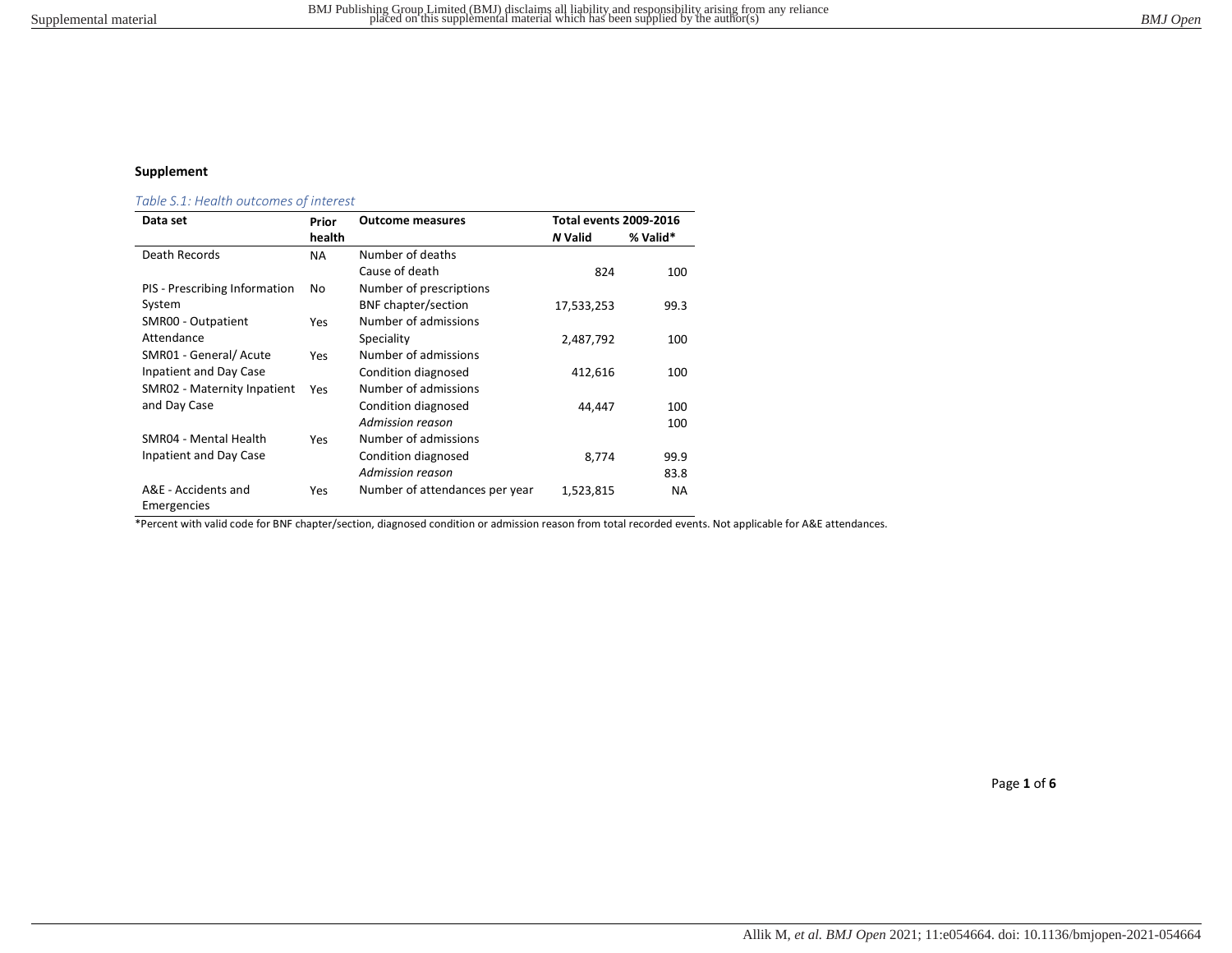## Supplement

*Table S.1: Health outcomes of interest*

| Data set | Prior health | Outcome measures | Total events 2009-2016 | |
|---|---|---|---|---|
| | | | ***N* Valid** | **% Valid*** |
| Death Records | NA | Number of deaths | | |
| | | Cause of death | 824 | 100 |
| PIS - Prescribing Information System | No | Number of prescriptions | | |
| | | BNF chapter/section | 17,533,253 | 99.3 |
| SMR00 - Outpatient Attendance | Yes | Number of admissions | | |
| | | Speciality | 2,487,792 | 100 |
| SMR01 - General/ Acute Inpatient and Day Case | Yes | Number of admissions | | |
| | | Condition diagnosed | 412,616 | 100 |
| SMR02 - Maternity Inpatient and Day Case | Yes | Number of admissions | | |
| | | Condition diagnosed | 44,447 | 100 |
| | | *Admission reason* | | 100 |
| SMR04 - Mental Health Inpatient and Day Case | Yes | Number of admissions | | |
| | | Condition diagnosed | 8,774 | 99.9 |
| | | *Admission reason* | | 83.8 |
| A&E - Accidents and Emergencies | Yes | Number of attendances per year | 1,523,815 | NA |

*Percent with valid code for BNF chapter/section, diagnosed condition or admission reason from total recorded events. Not applicable for A&E attendances.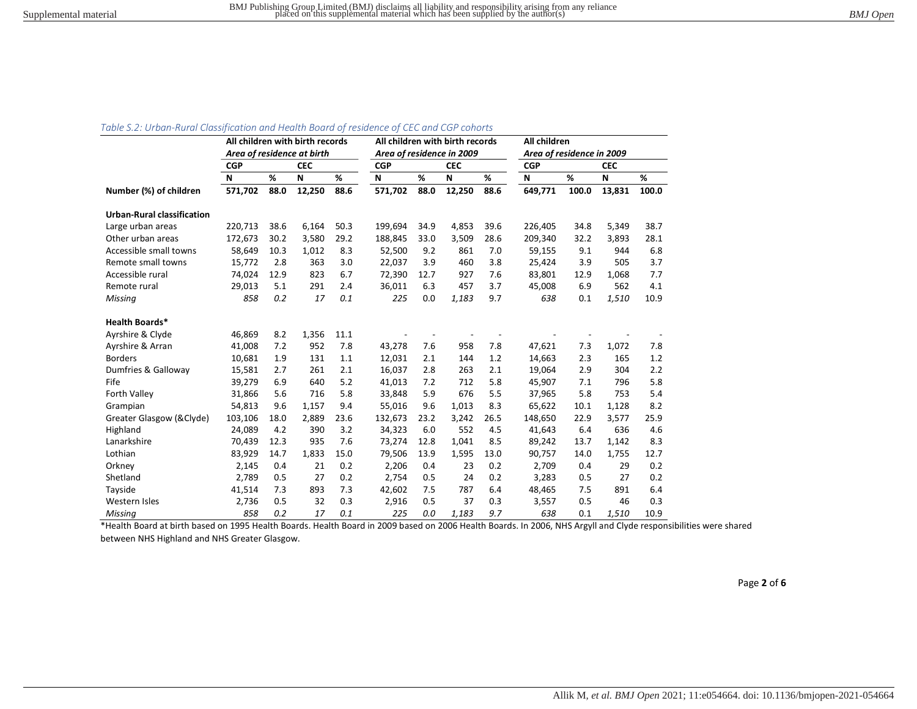*Table S.2: Urban-Rural Classification and Health Board of residence of CEC and CGP cohorts*

| | All children with birth records *Area of residence at birth* | | | | All children with birth records *Area of residence in 2009* | | | | All children *Area of residence in 2009* | | | |
|---|---|---|---|---|---|---|---|---|---|---|---|---|
| | **CGP** | | **CEC** | | **CGP** | | **CEC** | | **CGP** | | **CEC** | |
| | **N** | **%** | **N** | **%** | **N** | **%** | **N** | **%** | **N** | **%** | **N** | **%** |
| **Number (%) of children** | **571,702** | **88.0** | **12,250** | **88.6** | **571,702** | **88.0** | **12,250** | **88.6** | **649,771** | **100.0** | **13,831** | **100.0** |
| **Urban-Rural classification** | | | | | | | | | | | | |
| Large urban areas | 220,713 | 38.6 | 6,164 | 50.3 | 199,694 | 34.9 | 4,853 | 39.6 | 226,405 | 34.8 | 5,349 | 38.7 |
| Other urban areas | 172,673 | 30.2 | 3,580 | 29.2 | 188,845 | 33.0 | 3,509 | 28.6 | 209,340 | 32.2 | 3,893 | 28.1 |
| Accessible small towns | 58,649 | 10.3 | 1,012 | 8.3 | 52,500 | 9.2 | 861 | 7.0 | 59,155 | 9.1 | 944 | 6.8 |
| Remote small towns | 15,772 | 2.8 | 363 | 3.0 | 22,037 | 3.9 | 460 | 3.8 | 25,424 | 3.9 | 505 | 3.7 |
| Accessible rural | 74,024 | 12.9 | 823 | 6.7 | 72,390 | 12.7 | 927 | 7.6 | 83,801 | 12.9 | 1,068 | 7.7 |
| Remote rural | 29,013 | 5.1 | 291 | 2.4 | 36,011 | 6.3 | 457 | 3.7 | 45,008 | 6.9 | 562 | 4.1 |
| *Missing* | *858* | *0.2* | *17* | *0.1* | *225* | 0.0 | *1,183* | 9.7 | *638* | 0.1 | *1,510* | 10.9 |
| **Health Boards*** | | | | | | | | | | | | |
| Ayrshire & Clyde | 46,869 | 8.2 | 1,356 | 11.1 | - | - | - | - | - | - | - | - |
| Ayrshire & Arran | 41,008 | 7.2 | 952 | 7.8 | 43,278 | 7.6 | 958 | 7.8 | 47,621 | 7.3 | 1,072 | 7.8 |
| Borders | 10,681 | 1.9 | 131 | 1.1 | 12,031 | 2.1 | 144 | 1.2 | 14,663 | 2.3 | 165 | 1.2 |
| Dumfries & Galloway | 15,581 | 2.7 | 261 | 2.1 | 16,037 | 2.8 | 263 | 2.1 | 19,064 | 2.9 | 304 | 2.2 |
| Fife | 39,279 | 6.9 | 640 | 5.2 | 41,013 | 7.2 | 712 | 5.8 | 45,907 | 7.1 | 796 | 5.8 |
| Forth Valley | 31,866 | 5.6 | 716 | 5.8 | 33,848 | 5.9 | 676 | 5.5 | 37,965 | 5.8 | 753 | 5.4 |
| Grampian | 54,813 | 9.6 | 1,157 | 9.4 | 55,016 | 9.6 | 1,013 | 8.3 | 65,622 | 10.1 | 1,128 | 8.2 |
| Greater Glasgow (&Clyde) | 103,106 | 18.0 | 2,889 | 23.6 | 132,673 | 23.2 | 3,242 | 26.5 | 148,650 | 22.9 | 3,577 | 25.9 |
| Highland | 24,089 | 4.2 | 390 | 3.2 | 34,323 | 6.0 | 552 | 4.5 | 41,643 | 6.4 | 636 | 4.6 |
| Lanarkshire | 70,439 | 12.3 | 935 | 7.6 | 73,274 | 12.8 | 1,041 | 8.5 | 89,242 | 13.7 | 1,142 | 8.3 |
| Lothian | 83,929 | 14.7 | 1,833 | 15.0 | 79,506 | 13.9 | 1,595 | 13.0 | 90,757 | 14.0 | 1,755 | 12.7 |
| Orkney | 2,145 | 0.4 | 21 | 0.2 | 2,206 | 0.4 | 23 | 0.2 | 2,709 | 0.4 | 29 | 0.2 |
| Shetland | 2,789 | 0.5 | 27 | 0.2 | 2,754 | 0.5 | 24 | 0.2 | 3,283 | 0.5 | 27 | 0.2 |
| Tayside | 41,514 | 7.3 | 893 | 7.3 | 42,602 | 7.5 | 787 | 6.4 | 48,465 | 7.5 | 891 | 6.4 |
| Western Isles | 2,736 | 0.5 | 32 | 0.3 | 2,916 | 0.5 | 37 | 0.3 | 3,557 | 0.5 | 46 | 0.3 |
| *Missing* | *858* | *0.2* | *17* | *0.1* | *225* | *0.0* | *1,183* | *9.7* | *638* | 0.1 | *1,510* | 10.9 |

*Health Board at birth based on 1995 Health Boards. Health Board in 2009 based on 2006 Health Boards. In 2006, NHS Argyll and Clyde responsibilities were shared between NHS Highland and NHS Greater Glasgow.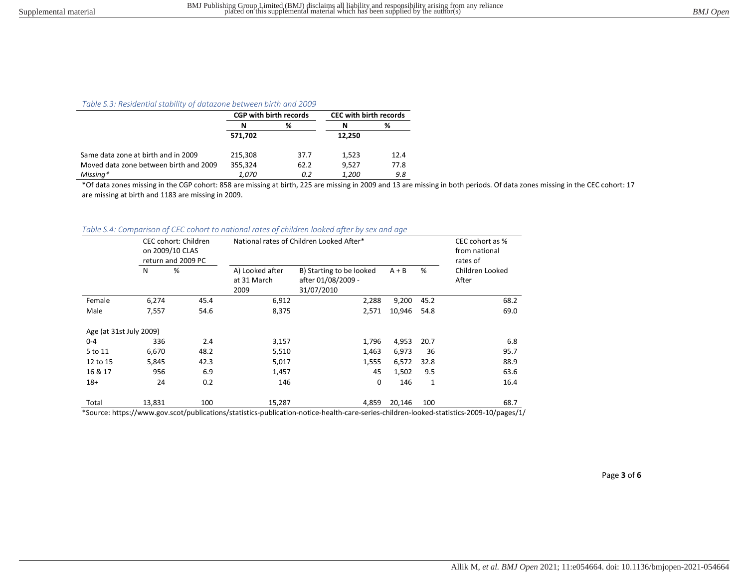*Table S.3: Residential stability of datazone between birth and 2009*

| | CGP with birth records | | CEC with birth records | |
|---|---|---|---|---|
| | N | % | N | % |
| | 571,702 | | 12,250 | |
| Same data zone at birth and in 2009 | 215,308 | 37.7 | 1,523 | 12.4 |
| Moved data zone between birth and 2009 | 355,324 | 62.2 | 9,527 | 77.8 |
| *Missing** | *1,070* | *0.2* | *1,200* | *9.8* |

*Of data zones missing in the CGP cohort: 858 are missing at birth, 225 are missing in 2009 and 13 are missing in both periods. Of data zones missing in the CEC cohort: 17 are missing at birth and 1183 are missing in 2009.

*Table S.4: Comparison of CEC cohort to national rates of children looked after by sex and age*

| | CEC cohort: Children on 2009/10 CLAS return and 2009 PC | | National rates of Children Looked After* | | | | CEC cohort as % from national rates of Children Looked After |
|---|---|---|---|---|---|---|---|
| | N | % | A) Looked after at 31 March 2009 | B) Starting to be looked after 01/08/2009 - 31/07/2010 | A + B | % | |
| Female | 6,274 | 45.4 | 6,912 | 2,288 | 9,200 | 45.2 | 68.2 |
| Male | 7,557 | 54.6 | 8,375 | 2,571 | 10,946 | 54.8 | 69.0 |
| Age (at 31st July 2009) | | | | | | | |
| 0-4 | 336 | 2.4 | 3,157 | 1,796 | 4,953 | 20.7 | 6.8 |
| 5 to 11 | 6,670 | 48.2 | 5,510 | 1,463 | 6,973 | 36 | 95.7 |
| 12 to 15 | 5,845 | 42.3 | 5,017 | 1,555 | 6,572 | 32.8 | 88.9 |
| 16 & 17 | 956 | 6.9 | 1,457 | 45 | 1,502 | 9.5 | 63.6 |
| 18+ | 24 | 0.2 | 146 | 0 | 146 | 1 | 16.4 |
| Total | 13,831 | 100 | 15,287 | 4,859 | 20,146 | 100 | 68.7 |

*Source: https://www.gov.scot/publications/statistics-publication-notice-health-care-series-children-looked-statistics-2009-10/pages/1/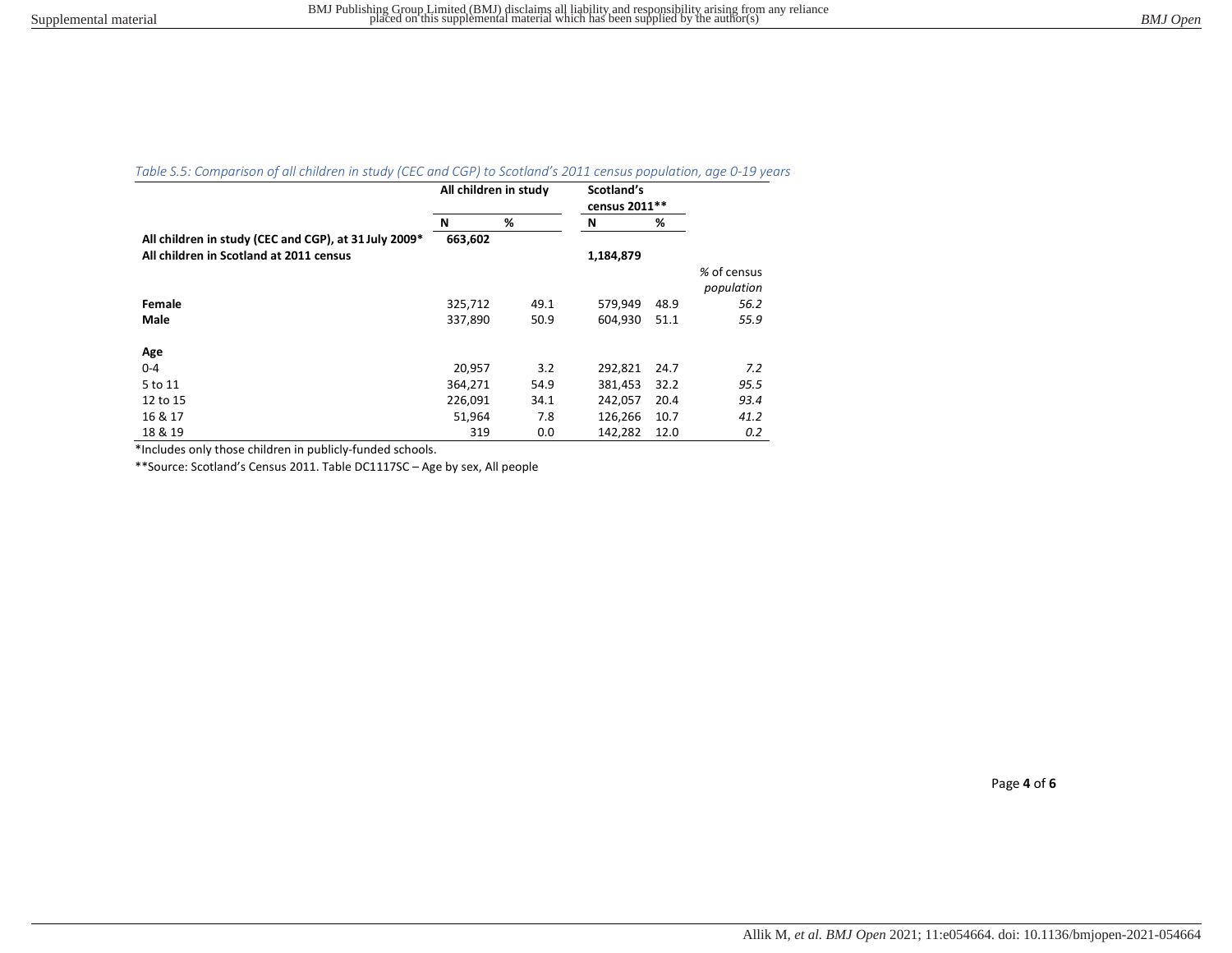*Table S.5: Comparison of all children in study (CEC and CGP) to Scotland's 2011 census population, age 0-19 years*

| | All children in study | | Scotland's census 2011** | | |
|---|---|---|---|---|---|
| | **N** | **%** | **N** | **%** | |
| **All children in study (CEC and CGP), at 31 July 2009*** | **663,602** | | | | |
| **All children in Scotland at 2011 census** | | | **1,184,879** | | |
| | | | | | *% of census population* |
| **Female** | 325,712 | 49.1 | 579,949 | 48.9 | *56.2* |
| **Male** | 337,890 | 50.9 | 604,930 | 51.1 | *55.9* |
| | | | | | |
| **Age** | | | | | |
| 0-4 | 20,957 | 3.2 | 292,821 | 24.7 | *7.2* |
| 5 to 11 | 364,271 | 54.9 | 381,453 | 32.2 | *95.5* |
| 12 to 15 | 226,091 | 34.1 | 242,057 | 20.4 | *93.4* |
| 16 & 17 | 51,964 | 7.8 | 126,266 | 10.7 | *41.2* |
| 18 & 19 | 319 | 0.0 | 142,282 | 12.0 | *0.2* |

*Includes only those children in publicly-funded schools.

**Source: Scotland's Census 2011. Table DC1117SC – Age by sex, All people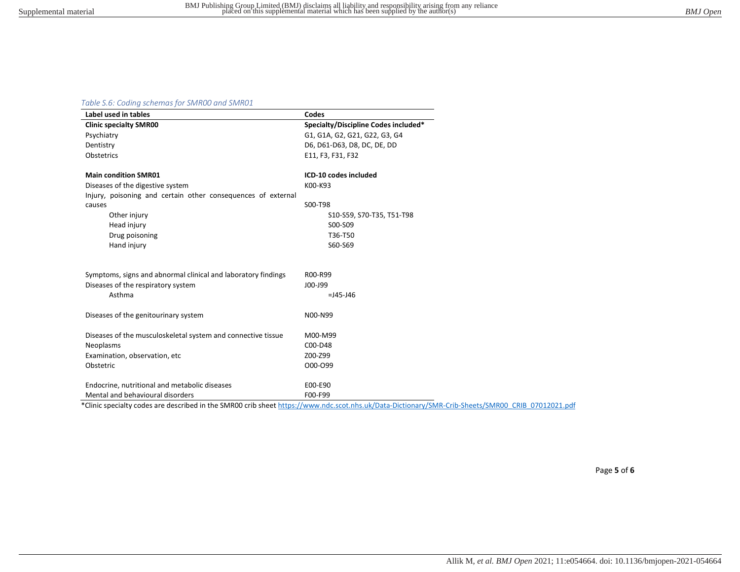*Table S.6: Coding schemas for SMR00 and SMR01*

| Label used in tables | Codes |
|---|---|
| **Clinic specialty SMR00** | **Specialty/Discipline Codes included*** |
| Psychiatry | G1, G1A, G2, G21, G22, G3, G4 |
| Dentistry | D6, D61-D63, D8, DC, DE, DD |
| Obstetrics | E11, F3, F31, F32 |
| | |
| **Main condition SMR01** | **ICD-10 codes included** |
| Diseases of the digestive system | K00-K93 |
| Injury, poisoning and certain other consequences of external causes | S00-T98 |
| Other injury | S10-S59, S70-T35, T51-T98 |
| Head injury | S00-S09 |
| Drug poisoning | T36-T50 |
| Hand injury | S60-S69 |
| | |
| Symptoms, signs and abnormal clinical and laboratory findings | R00-R99 |
| Diseases of the respiratory system | J00-J99 |
| Asthma | =J45-J46 |
| | |
| Diseases of the genitourinary system | N00-N99 |
| | |
| Diseases of the musculoskeletal system and connective tissue | M00-M99 |
| Neoplasms | C00-D48 |
| Examination, observation, etc | Z00-Z99 |
| Obstetric | O00-O99 |
| | |
| Endocrine, nutritional and metabolic diseases | E00-E90 |
| Mental and behavioural disorders | F00-F99 |

*Clinic specialty codes are described in the SMR00 crib sheet https://www.ndc.scot.nhs.uk/Data-Dictionary/SMR-Crib-Sheets/SMR00_CRIB_07012021.pdf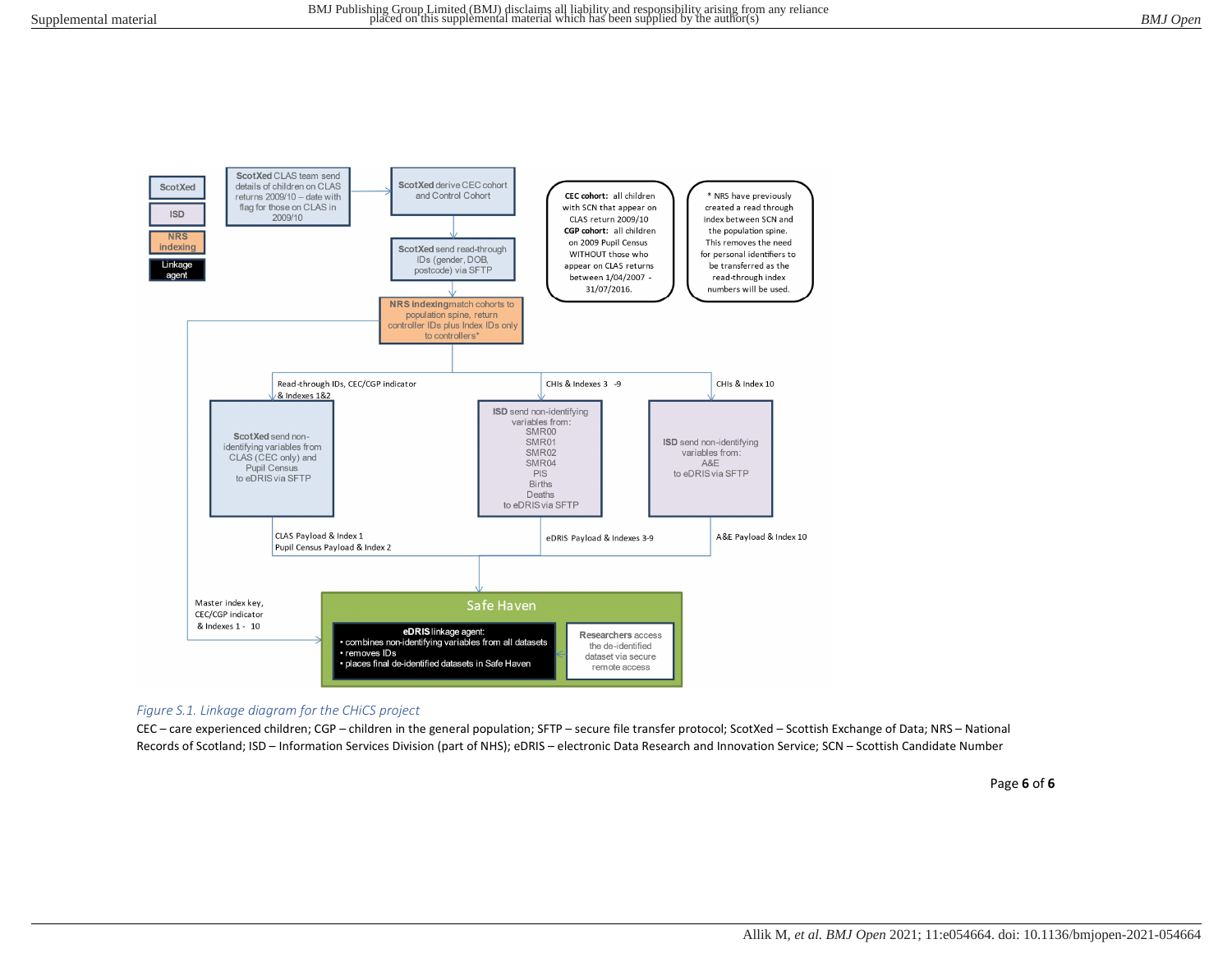ScotXed

ISD

NRS indexing

Linkage agent

ScotXed CLAS team send details of children on CLAS returns 2009/10 – date with flag for those on CLAS in 2009/10

ScotXed derive CEC cohort and Control Cohort

ScotXed send read-through IDs (gender, DOB, postcode) via SFTP

NRS indexing match cohorts to population spine, return controller IDs plus Index IDs only to controllers*

CEC cohort: all children with SCN that appear on CLAS return 2009/10
CGP cohort: all children on 2009 Pupil Census WITHOUT those who appear on CLAS returns between 1/04/2007 - 31/07/2016.

* NRS have previously created a read through index between SCN and the population spine. This removes the need for personal identifiers to be transferred as the read-through index numbers will be used.

Read-through IDs, CEC/CGP indicator & Indexes 1&2

CHIs & Indexes 3 -9

CHIs & Index 10

ScotXed send non-identifying variables from CLAS (CEC only) and Pupil Census to eDRIS via SFTP

ISD send non-identifying variables from:
SMR00
SMR01
SMR02
SMR04
PIS
Births
Deaths
to eDRIS via SFTP

ISD send non-identifying variables from:
A&E
to eDRIS via SFTP

CLAS Payload & Index 1
Pupil Census Payload & Index 2

eDRIS Payload & Indexes 3-9

A&E Payload & Index 10

Master index key, CEC/CGP indicator & Indexes 1 - 10

Safe Haven

eDRIS linkage agent:
- combines non-identifying variables from all datasets
- removes IDs
- places final de-identified datasets in Safe Haven

Researchers access the de-identified dataset via secure remote access

*Figure S.1. Linkage diagram for the CHiCS project*

CEC – care experienced children; CGP – children in the general population; SFTP – secure file transfer protocol; ScotXed – Scottish Exchange of Data; NRS – National Records of Scotland; ISD – Information Services Division (part of NHS); eDRIS – electronic Data Research and Innovation Service; SCN – Scottish Candidate Number